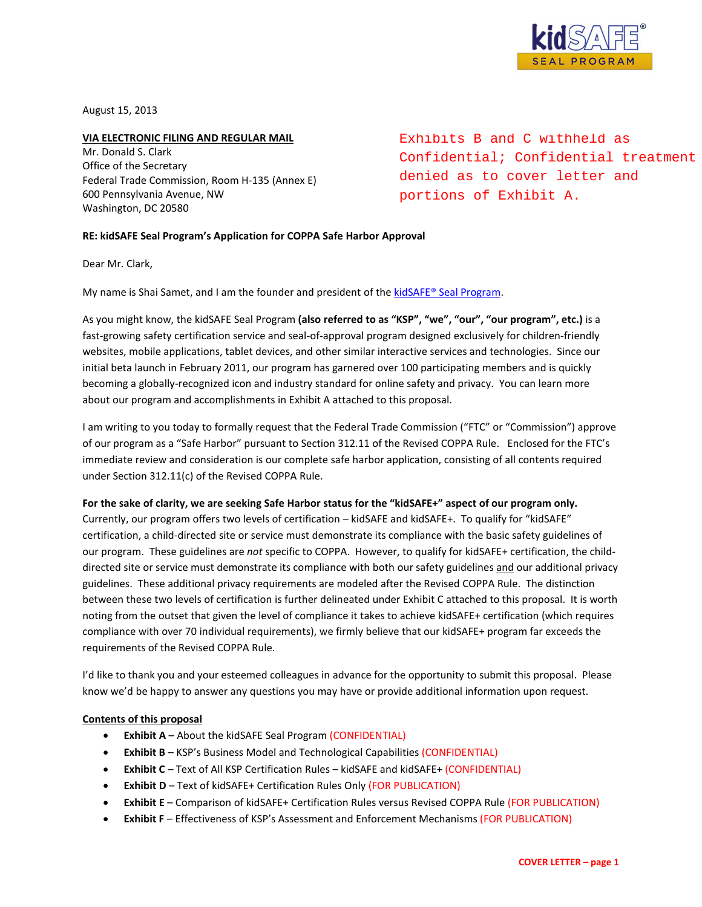kidSAFE®
SEAL PROGRAM

August 15, 2013

**VIA ELECTRONIC FILING AND REGULAR MAIL**
Mr. Donald S. Clark
Office of the Secretary
Federal Trade Commission, Room H-135 (Annex E)
600 Pennsylvania Avenue, NW
Washington, DC 20580

Exhibits B and C withheld as Confidential; Confidential treatment denied as to cover letter and portions of Exhibit A.

**RE: kidSAFE Seal Program's Application for COPPA Safe Harbor Approval**

Dear Mr. Clark,

My name is Shai Samet, and I am the founder and president of the kidSAFE® Seal Program.

As you might know, the kidSAFE Seal Program **(also referred to as "KSP", "we", "our", "our program", etc.)** is a fast-growing safety certification service and seal-of-approval program designed exclusively for children-friendly websites, mobile applications, tablet devices, and other similar interactive services and technologies. Since our initial beta launch in February 2011, our program has garnered over 100 participating members and is quickly becoming a globally-recognized icon and industry standard for online safety and privacy. You can learn more about our program and accomplishments in Exhibit A attached to this proposal.

I am writing to you today to formally request that the Federal Trade Commission ("FTC" or "Commission") approve of our program as a "Safe Harbor" pursuant to Section 312.11 of the Revised COPPA Rule. Enclosed for the FTC's immediate review and consideration is our complete safe harbor application, consisting of all contents required under Section 312.11(c) of the Revised COPPA Rule.

**For the sake of clarity, we are seeking Safe Harbor status for the "kidSAFE+" aspect of our program only.** Currently, our program offers two levels of certification – kidSAFE and kidSAFE+. To qualify for "kidSAFE" certification, a child-directed site or service must demonstrate its compliance with the basic safety guidelines of our program. These guidelines are *not* specific to COPPA. However, to qualify for kidSAFE+ certification, the child-directed site or service must demonstrate its compliance with both our safety guidelines and our additional privacy guidelines. These additional privacy requirements are modeled after the Revised COPPA Rule. The distinction between these two levels of certification is further delineated under Exhibit C attached to this proposal. It is worth noting from the outset that given the level of compliance it takes to achieve kidSAFE+ certification (which requires compliance with over 70 individual requirements), we firmly believe that our kidSAFE+ program far exceeds the requirements of the Revised COPPA Rule.

I'd like to thank you and your esteemed colleagues in advance for the opportunity to submit this proposal. Please know we'd be happy to answer any questions you may have or provide additional information upon request.

**Contents of this proposal**

- **Exhibit A** – About the kidSAFE Seal Program (CONFIDENTIAL)
- **Exhibit B** – KSP's Business Model and Technological Capabilities (CONFIDENTIAL)
- **Exhibit C** – Text of All KSP Certification Rules – kidSAFE and kidSAFE+ (CONFIDENTIAL)
- **Exhibit D** – Text of kidSAFE+ Certification Rules Only (FOR PUBLICATION)
- **Exhibit E** – Comparison of kidSAFE+ Certification Rules versus Revised COPPA Rule (FOR PUBLICATION)
- **Exhibit F** – Effectiveness of KSP's Assessment and Enforcement Mechanisms (FOR PUBLICATION)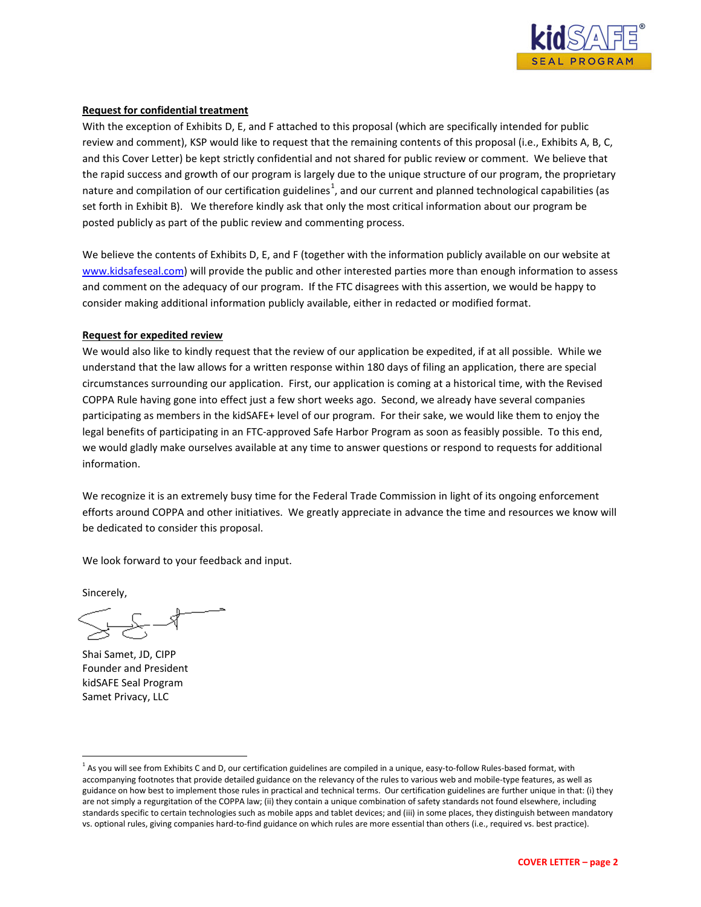**Request for confidential treatment**

With the exception of Exhibits D, E, and F attached to this proposal (which are specifically intended for public review and comment), KSP would like to request that the remaining contents of this proposal (i.e., Exhibits A, B, C, and this Cover Letter) be kept strictly confidential and not shared for public review or comment. We believe that the rapid success and growth of our program is largely due to the unique structure of our program, the proprietary nature and compilation of our certification guidelines[1], and our current and planned technological capabilities (as set forth in Exhibit B). We therefore kindly ask that only the most critical information about our program be posted publicly as part of the public review and commenting process.

We believe the contents of Exhibits D, E, and F (together with the information publicly available on our website at www.kidsafeseal.com) will provide the public and other interested parties more than enough information to assess and comment on the adequacy of our program. If the FTC disagrees with this assertion, we would be happy to consider making additional information publicly available, either in redacted or modified format.

**Request for expedited review**

We would also like to kindly request that the review of our application be expedited, if at all possible. While we understand that the law allows for a written response within 180 days of filing an application, there are special circumstances surrounding our application. First, our application is coming at a historical time, with the Revised COPPA Rule having gone into effect just a few short weeks ago. Second, we already have several companies participating as members in the kidSAFE+ level of our program. For their sake, we would like them to enjoy the legal benefits of participating in an FTC-approved Safe Harbor Program as soon as feasibly possible. To this end, we would gladly make ourselves available at any time to answer questions or respond to requests for additional information.

We recognize it is an extremely busy time for the Federal Trade Commission in light of its ongoing enforcement efforts around COPPA and other initiatives. We greatly appreciate in advance the time and resources we know will be dedicated to consider this proposal.

We look forward to your feedback and input.

Sincerely,

Shai Samet, JD, CIPP
Founder and President
kidSAFE Seal Program
Samet Privacy, LLC

---

[1] As you will see from Exhibits C and D, our certification guidelines are compiled in a unique, easy-to-follow Rules-based format, with accompanying footnotes that provide detailed guidance on the relevancy of the rules to various web and mobile-type features, as well as guidance on how best to implement those rules in practical and technical terms. Our certification guidelines are further unique in that: (i) they are not simply a regurgitation of the COPPA law; (ii) they contain a unique combination of safety standards not found elsewhere, including standards specific to certain technologies such as mobile apps and tablet devices; and (iii) in some places, they distinguish between mandatory vs. optional rules, giving companies hard-to-find guidance on which rules are more essential than others (i.e., required vs. best practice).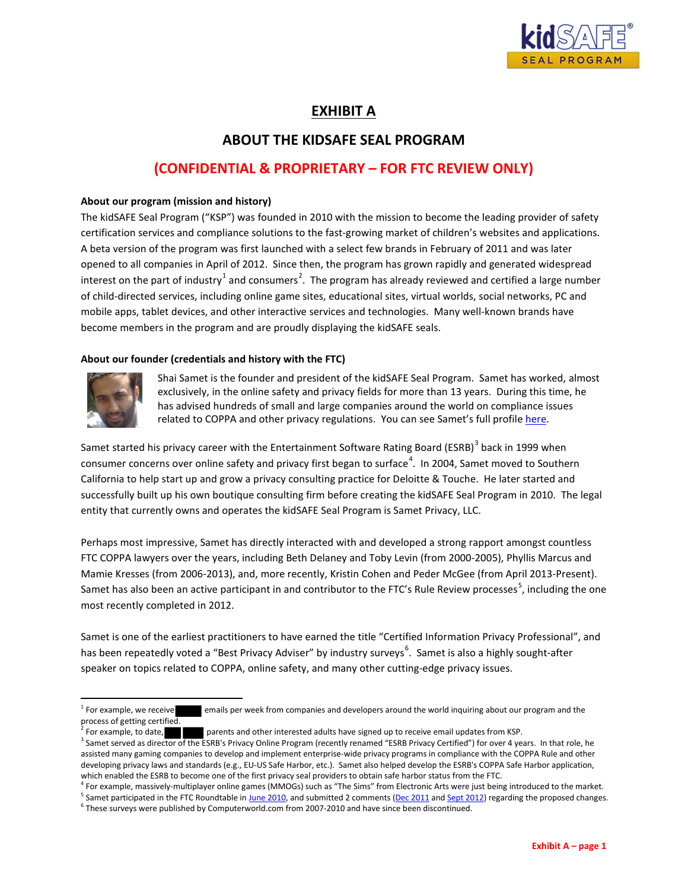# EXHIBIT A

## ABOUT THE KIDSAFE SEAL PROGRAM

## (CONFIDENTIAL & PROPRIETARY – FOR FTC REVIEW ONLY)

**About our program (mission and history)**

The kidSAFE Seal Program ("KSP") was founded in 2010 with the mission to become the leading provider of safety certification services and compliance solutions to the fast-growing market of children's websites and applications. A beta version of the program was first launched with a select few brands in February of 2011 and was later opened to all companies in April of 2012. Since then, the program has grown rapidly and generated widespread interest on the part of industry[1] and consumers[2]. The program has already reviewed and certified a large number of child-directed services, including online game sites, educational sites, virtual worlds, social networks, PC and mobile apps, tablet devices, and other interactive services and technologies. Many well-known brands have become members in the program and are proudly displaying the kidSAFE seals.

**About our founder (credentials and history with the FTC)**

Shai Samet is the founder and president of the kidSAFE Seal Program. Samet has worked, almost exclusively, in the online safety and privacy fields for more than 13 years. During this time, he has advised hundreds of small and large companies around the world on compliance issues related to COPPA and other privacy regulations. You can see Samet's full profile here.

Samet started his privacy career with the Entertainment Software Rating Board (ESRB)[3] back in 1999 when consumer concerns over online safety and privacy first began to surface[4]. In 2004, Samet moved to Southern California to help start up and grow a privacy consulting practice for Deloitte & Touche. He later started and successfully built up his own boutique consulting firm before creating the kidSAFE Seal Program in 2010. The legal entity that currently owns and operates the kidSAFE Seal Program is Samet Privacy, LLC.

Perhaps most impressive, Samet has directly interacted with and developed a strong rapport amongst countless FTC COPPA lawyers over the years, including Beth Delaney and Toby Levin (from 2000-2005), Phyllis Marcus and Mamie Kresses (from 2006-2013), and, more recently, Kristin Cohen and Peder McGee (from April 2013-Present). Samet has also been an active participant in and contributor to the FTC's Rule Review processes[5], including the one most recently completed in 2012.

Samet is one of the earliest practitioners to have earned the title "Certified Information Privacy Professional", and has been repeatedly voted a "Best Privacy Adviser" by industry surveys[6]. Samet is also a highly sought-after speaker on topics related to COPPA, online safety, and many other cutting-edge privacy issues.

---

[1] For example, we receive [REDACTED] emails per week from companies and developers around the world inquiring about our program and the process of getting certified.

[2] For example, to date, [REDACTED] parents and other interested adults have signed up to receive email updates from KSP.

[3] Samet served as director of the ESRB's Privacy Online Program (recently renamed "ESRB Privacy Certified") for over 4 years. In that role, he assisted many gaming companies to develop and implement enterprise-wide privacy programs in compliance with the COPPA Rule and other developing privacy laws and standards (e.g., EU-US Safe Harbor, etc.). Samet also helped develop the ESRB's COPPA Safe Harbor application, which enabled the ESRB to become one of the first privacy seal providers to obtain safe harbor status from the FTC.

[4] For example, massively-multiplayer online games (MMOGs) such as "The Sims" from Electronic Arts were just being introduced to the market.

[5] Samet participated in the FTC Roundtable in June 2010, and submitted 2 comments (Dec 2011 and Sept 2012) regarding the proposed changes.

[6] These surveys were published by Computerworld.com from 2007-2010 and have since been discontinued.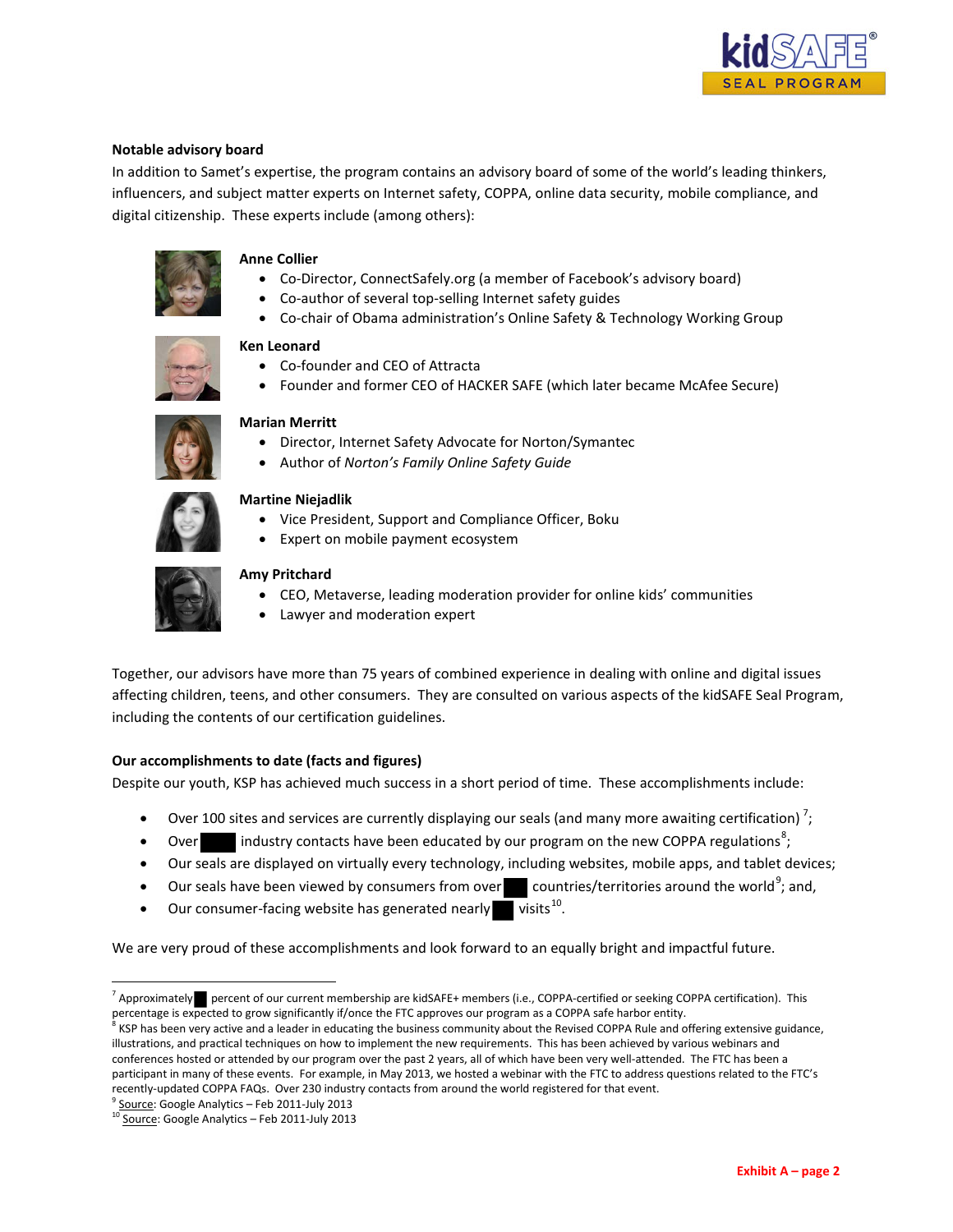**Notable advisory board**

In addition to Samet's expertise, the program contains an advisory board of some of the world's leading thinkers, influencers, and subject matter experts on Internet safety, COPPA, online data security, mobile compliance, and digital citizenship. These experts include (among others):

**Anne Collier**

- Co-Director, ConnectSafely.org (a member of Facebook's advisory board)
- Co-author of several top-selling Internet safety guides
- Co-chair of Obama administration's Online Safety & Technology Working Group

**Ken Leonard**

- Co-founder and CEO of Attracta
- Founder and former CEO of HACKER SAFE (which later became McAfee Secure)

**Marian Merritt**

- Director, Internet Safety Advocate for Norton/Symantec
- Author of *Norton's Family Online Safety Guide*

**Martine Niejadlik**

- Vice President, Support and Compliance Officer, Boku
- Expert on mobile payment ecosystem

**Amy Pritchard**

- CEO, Metaverse, leading moderation provider for online kids' communities
- Lawyer and moderation expert

Together, our advisors have more than 75 years of combined experience in dealing with online and digital issues affecting children, teens, and other consumers. They are consulted on various aspects of the kidSAFE Seal Program, including the contents of our certification guidelines.

**Our accomplishments to date (facts and figures)**

Despite our youth, KSP has achieved much success in a short period of time. These accomplishments include:

- Over 100 sites and services are currently displaying our seals (and many more awaiting certification) [7];
- Over ██ industry contacts have been educated by our program on the new COPPA regulations[8];
- Our seals are displayed on virtually every technology, including websites, mobile apps, and tablet devices;
- Our seals have been viewed by consumers from over ██ countries/territories around the world[9]; and,
- Our consumer-facing website has generated nearly ██ visits[10].

We are very proud of these accomplishments and look forward to an equally bright and impactful future.

---

[7] Approximately ██ percent of our current membership are kidSAFE+ members (i.e., COPPA-certified or seeking COPPA certification). This percentage is expected to grow significantly if/once the FTC approves our program as a COPPA safe harbor entity.

[8] KSP has been very active and a leader in educating the business community about the Revised COPPA Rule and offering extensive guidance, illustrations, and practical techniques on how to implement the new requirements. This has been achieved by various webinars and conferences hosted or attended by our program over the past 2 years, all of which have been very well-attended. The FTC has been a participant in many of these events. For example, in May 2013, we hosted a webinar with the FTC to address questions related to the FTC's recently-updated COPPA FAQs. Over 230 industry contacts from around the world registered for that event.

[9] Source: Google Analytics – Feb 2011-July 2013

[10] Source: Google Analytics – Feb 2011-July 2013

Exhibit A – page 2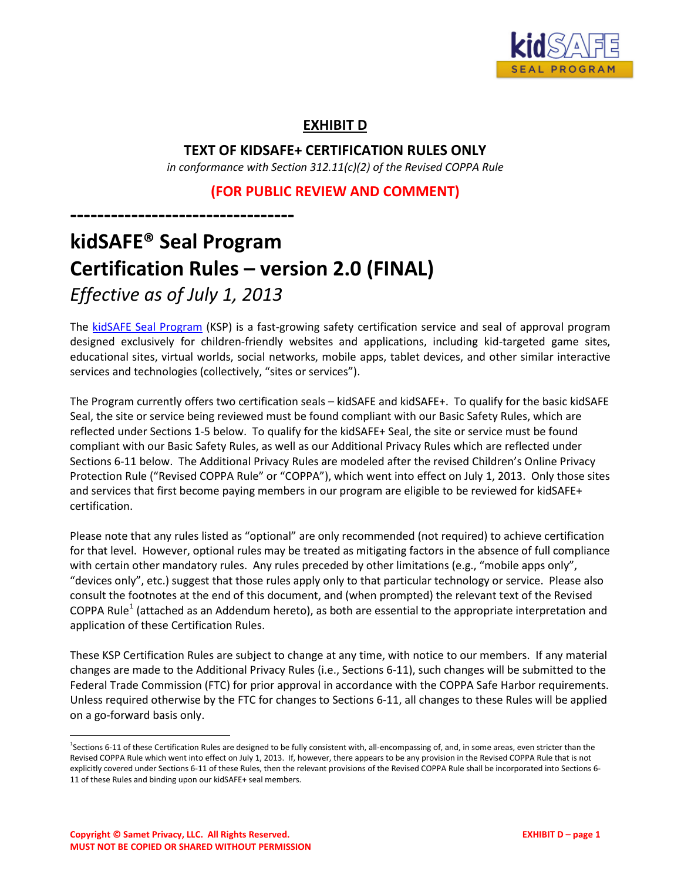# EXHIBIT D

## TEXT OF KIDSAFE+ CERTIFICATION RULES ONLY

*in conformance with Section 312.11(c)(2) of the Revised COPPA Rule*

**(FOR PUBLIC REVIEW AND COMMENT)**

---------------------------------

# kidSAFE® Seal Program
# Certification Rules – version 2.0 (FINAL)

*Effective as of July 1, 2013*

The kidSAFE Seal Program (KSP) is a fast-growing safety certification service and seal of approval program designed exclusively for children-friendly websites and applications, including kid-targeted game sites, educational sites, virtual worlds, social networks, mobile apps, tablet devices, and other similar interactive services and technologies (collectively, "sites or services").

The Program currently offers two certification seals – kidSAFE and kidSAFE+. To qualify for the basic kidSAFE Seal, the site or service being reviewed must be found compliant with our Basic Safety Rules, which are reflected under Sections 1-5 below. To qualify for the kidSAFE+ Seal, the site or service must be found compliant with our Basic Safety Rules, as well as our Additional Privacy Rules which are reflected under Sections 6-11 below. The Additional Privacy Rules are modeled after the revised Children's Online Privacy Protection Rule ("Revised COPPA Rule" or "COPPA"), which went into effect on July 1, 2013. Only those sites and services that first become paying members in our program are eligible to be reviewed for kidSAFE+ certification.

Please note that any rules listed as "optional" are only recommended (not required) to achieve certification for that level. However, optional rules may be treated as mitigating factors in the absence of full compliance with certain other mandatory rules. Any rules preceded by other limitations (e.g., "mobile apps only", "devices only", etc.) suggest that those rules apply only to that particular technology or service. Please also consult the footnotes at the end of this document, and (when prompted) the relevant text of the Revised COPPA Rule[1] (attached as an Addendum hereto), as both are essential to the appropriate interpretation and application of these Certification Rules.

These KSP Certification Rules are subject to change at any time, with notice to our members. If any material changes are made to the Additional Privacy Rules (i.e., Sections 6-11), such changes will be submitted to the Federal Trade Commission (FTC) for prior approval in accordance with the COPPA Safe Harbor requirements. Unless required otherwise by the FTC for changes to Sections 6-11, all changes to these Rules will be applied on a go-forward basis only.

[1] Sections 6-11 of these Certification Rules are designed to be fully consistent with, all-encompassing of, and, in some areas, even stricter than the Revised COPPA Rule which went into effect on July 1, 2013. If, however, there appears to be any provision in the Revised COPPA Rule that is not explicitly covered under Sections 6-11 of these Rules, then the relevant provisions of the Revised COPPA Rule shall be incorporated into Sections 6-11 of these Rules and binding upon our kidSAFE+ seal members.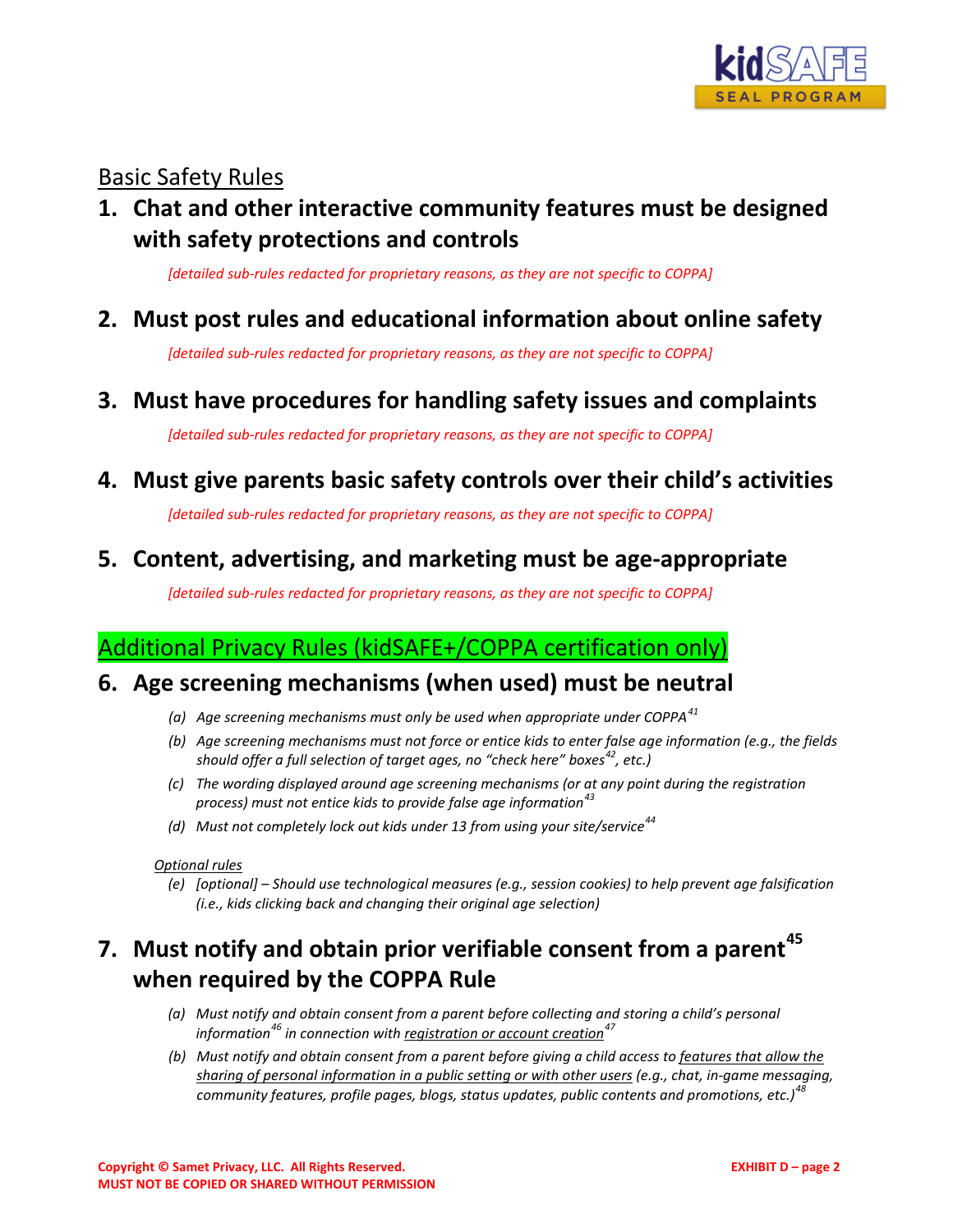## Basic Safety Rules

### 1. Chat and other interactive community features must be designed with safety protections and controls

*[detailed sub-rules redacted for proprietary reasons, as they are not specific to COPPA]*

### 2. Must post rules and educational information about online safety

*[detailed sub-rules redacted for proprietary reasons, as they are not specific to COPPA]*

### 3. Must have procedures for handling safety issues and complaints

*[detailed sub-rules redacted for proprietary reasons, as they are not specific to COPPA]*

### 4. Must give parents basic safety controls over their child's activities

*[detailed sub-rules redacted for proprietary reasons, as they are not specific to COPPA]*

### 5. Content, advertising, and marketing must be age-appropriate

*[detailed sub-rules redacted for proprietary reasons, as they are not specific to COPPA]*

## Additional Privacy Rules (kidSAFE+/COPPA certification only)

### 6. Age screening mechanisms (when used) must be neutral

- *(a) Age screening mechanisms must only be used when appropriate under COPPA*[41]
- *(b) Age screening mechanisms must not force or entice kids to enter false age information (e.g., the fields should offer a full selection of target ages, no "check here" boxes*[42]*, etc.)*
- *(c) The wording displayed around age screening mechanisms (or at any point during the registration process) must not entice kids to provide false age information*[43]
- *(d) Must not completely lock out kids under 13 from using your site/service*[44]

*Optional rules*

- *(e) [optional] – Should use technological measures (e.g., session cookies) to help prevent age falsification (i.e., kids clicking back and changing their original age selection)*

### 7. Must notify and obtain prior verifiable consent from a parent[45] when required by the COPPA Rule

- *(a) Must notify and obtain consent from a parent before collecting and storing a child's personal information*[46] *in connection with registration or account creation*[47]
- *(b) Must notify and obtain consent from a parent before giving a child access to features that allow the sharing of personal information in a public setting or with other users (e.g., chat, in-game messaging, community features, profile pages, blogs, status updates, public contents and promotions, etc.)*[48]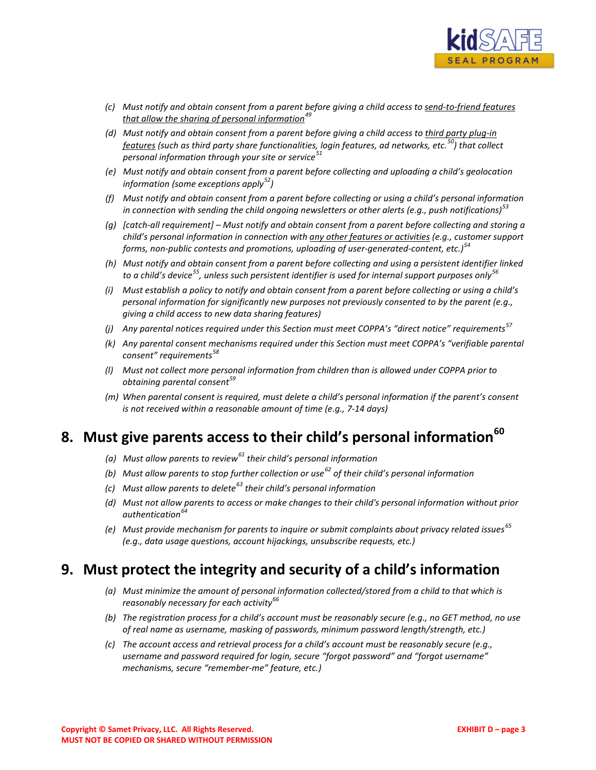- *(c) Must notify and obtain consent from a parent before giving a child access to <u>send-to-friend features that allow the sharing of personal information</u>*[49]
- *(d) Must notify and obtain consent from a parent before giving a child access to <u>third party plug-in features</u> (such as third party share functionalities, login features, ad networks, etc.*[50]*) that collect personal information through your site or service*[51]
- *(e) Must notify and obtain consent from a parent before collecting and uploading a child's geolocation information (some exceptions apply*[52]*)*
- *(f) Must notify and obtain consent from a parent before collecting or using a child's personal information in connection with sending the child ongoing newsletters or other alerts (e.g., push notifications)*[53]
- *(g) [catch-all requirement] – Must notify and obtain consent from a parent before collecting and storing a child's personal information in connection with <u>any other features or activities</u> (e.g., customer support forms, non-public contests and promotions, uploading of user-generated-content, etc.)*[54]
- *(h) Must notify and obtain consent from a parent before collecting and using a persistent identifier linked to a child's device*[55]*, unless such persistent identifier is used for internal support purposes only*[56]
- *(i) Must establish a policy to notify and obtain consent from a parent before collecting or using a child's personal information for significantly new purposes not previously consented to by the parent (e.g., giving a child access to new data sharing features)*
- *(j) Any parental notices required under this Section must meet COPPA's "direct notice" requirements*[57]
- *(k) Any parental consent mechanisms required under this Section must meet COPPA's "verifiable parental consent" requirements*[58]
- *(l) Must not collect more personal information from children than is allowed under COPPA prior to obtaining parental consent*[59]
- *(m) When parental consent is required, must delete a child's personal information if the parent's consent is not received within a reasonable amount of time (e.g., 7-14 days)*

## 8. Must give parents access to their child's personal information[60]

- *(a) Must allow parents to review*[61] *their child's personal information*
- *(b) Must allow parents to stop further collection or use*[62] *of their child's personal information*
- *(c) Must allow parents to delete*[63] *their child's personal information*
- *(d) Must not allow parents to access or make changes to their child's personal information without prior authentication*[64]
- *(e) Must provide mechanism for parents to inquire or submit complaints about privacy related issues*[65] *(e.g., data usage questions, account hijackings, unsubscribe requests, etc.)*

## 9. Must protect the integrity and security of a child's information

- *(a) Must minimize the amount of personal information collected/stored from a child to that which is reasonably necessary for each activity*[66]
- *(b) The registration process for a child's account must be reasonably secure (e.g., no GET method, no use of real name as username, masking of passwords, minimum password length/strength, etc.)*
- *(c) The account access and retrieval process for a child's account must be reasonably secure (e.g., username and password required for login, secure "forgot password" and "forgot username" mechanisms, secure "remember-me" feature, etc.)*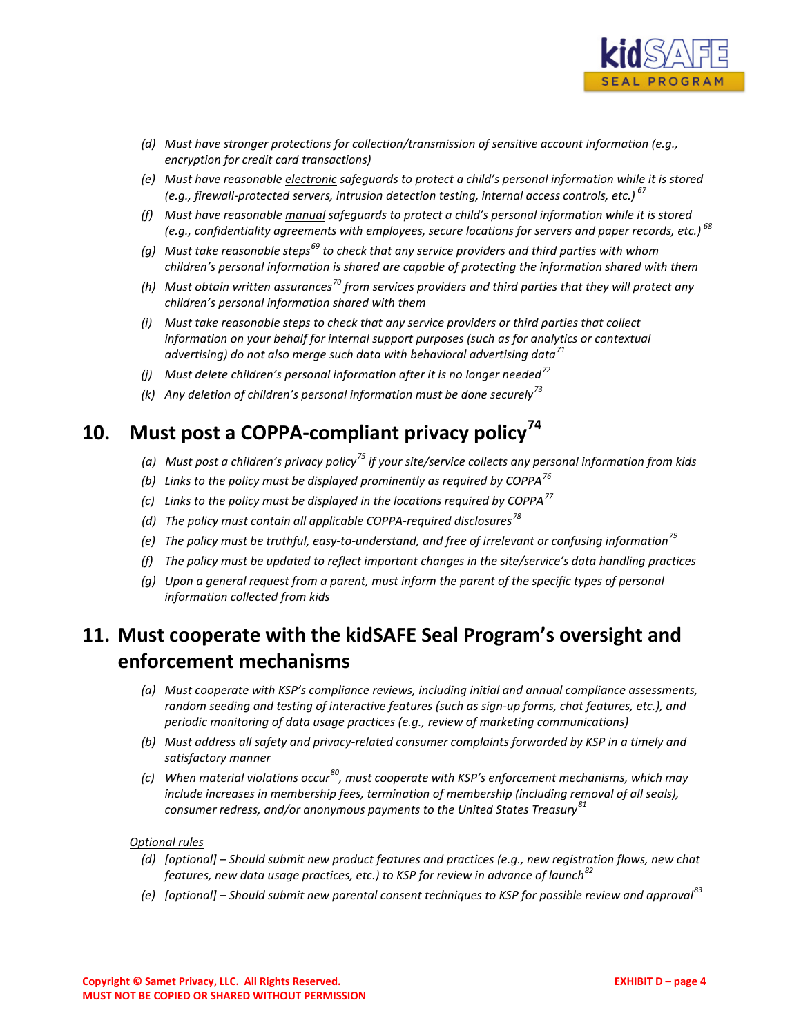(d) *Must have stronger protections for collection/transmission of sensitive account information (e.g., encryption for credit card transactions)*

(e) *Must have reasonable electronic safeguards to protect a child's personal information while it is stored (e.g., firewall-protected servers, intrusion detection testing, internal access controls, etc.)*[67]

(f) *Must have reasonable manual safeguards to protect a child's personal information while it is stored (e.g., confidentiality agreements with employees, secure locations for servers and paper records, etc.)*[68]

(g) *Must take reasonable steps*[69] *to check that any service providers and third parties with whom children's personal information is shared are capable of protecting the information shared with them*

(h) *Must obtain written assurances*[70] *from services providers and third parties that they will protect any children's personal information shared with them*

(i) *Must take reasonable steps to check that any service providers or third parties that collect information on your behalf for internal support purposes (such as for analytics or contextual advertising) do not also merge such data with behavioral advertising data*[71]

(j) *Must delete children's personal information after it is no longer needed*[72]

(k) *Any deletion of children's personal information must be done securely*[73]

## 10. Must post a COPPA-compliant privacy policy[74]

(a) *Must post a children's privacy policy*[75] *if your site/service collects any personal information from kids*

(b) *Links to the policy must be displayed prominently as required by COPPA*[76]

(c) *Links to the policy must be displayed in the locations required by COPPA*[77]

(d) *The policy must contain all applicable COPPA-required disclosures*[78]

(e) *The policy must be truthful, easy-to-understand, and free of irrelevant or confusing information*[79]

(f) *The policy must be updated to reflect important changes in the site/service's data handling practices*

(g) *Upon a general request from a parent, must inform the parent of the specific types of personal information collected from kids*

## 11. Must cooperate with the kidSAFE Seal Program's oversight and enforcement mechanisms

(a) *Must cooperate with KSP's compliance reviews, including initial and annual compliance assessments, random seeding and testing of interactive features (such as sign-up forms, chat features, etc.), and periodic monitoring of data usage practices (e.g., review of marketing communications)*

(b) *Must address all safety and privacy-related consumer complaints forwarded by KSP in a timely and satisfactory manner*

(c) *When material violations occur*[80]*, must cooperate with KSP's enforcement mechanisms, which may include increases in membership fees, termination of membership (including removal of all seals), consumer redress, and/or anonymous payments to the United States Treasury*[81]

Optional rules

(d) *[optional] – Should submit new product features and practices (e.g., new registration flows, new chat features, new data usage practices, etc.) to KSP for review in advance of launch*[82]

(e) *[optional] – Should submit new parental consent techniques to KSP for possible review and approval*[83]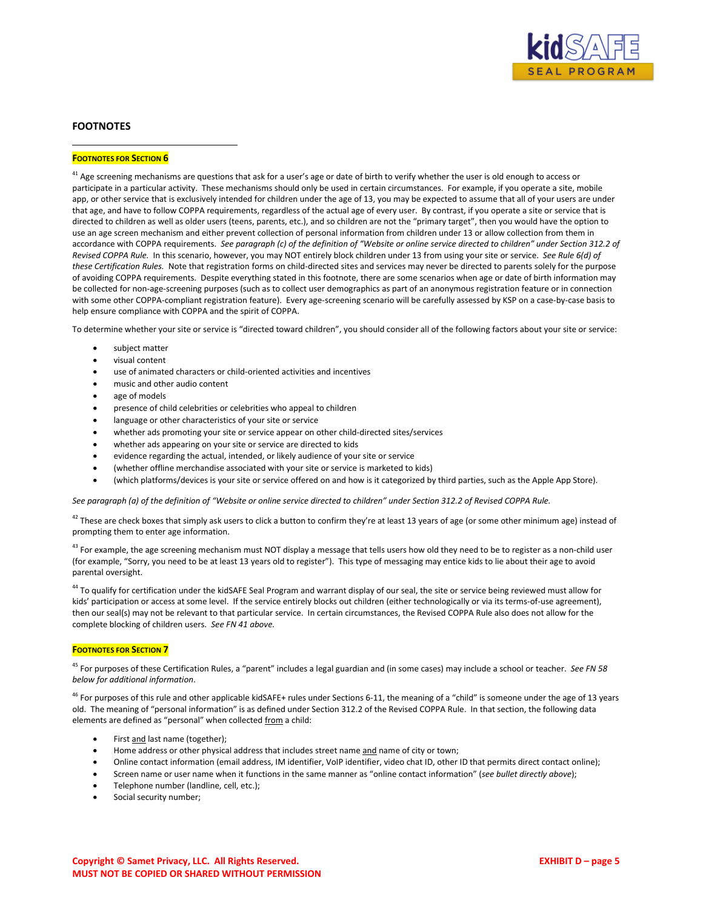## FOOTNOTES

**FOOTNOTES FOR SECTION 6**

[41] Age screening mechanisms are questions that ask for a user's age or date of birth to verify whether the user is old enough to access or participate in a particular activity. These mechanisms should only be used in certain circumstances. For example, if you operate a site, mobile app, or other service that is exclusively intended for children under the age of 13, you may be expected to assume that all of your users are under that age, and have to follow COPPA requirements, regardless of the actual age of every user. By contrast, if you operate a site or service that is directed to children as well as older users (teens, parents, etc.), and so children are not the "primary target", then you would have the option to use an age screen mechanism and either prevent collection of personal information from children under 13 or allow collection from them in accordance with COPPA requirements. *See paragraph (c) of the definition of "Website or online service directed to children" under Section 312.2 of Revised COPPA Rule.* In this scenario, however, you may NOT entirely block children under 13 from using your site or service. *See Rule 6(d) of these Certification Rules.* Note that registration forms on child-directed sites and services may never be directed to parents solely for the purpose of avoiding COPPA requirements. Despite everything stated in this footnote, there are some scenarios when age or date of birth information may be collected for non-age-screening purposes (such as to collect user demographics as part of an anonymous registration feature or in connection with some other COPPA-compliant registration feature). Every age-screening scenario will be carefully assessed by KSP on a case-by-case basis to help ensure compliance with COPPA and the spirit of COPPA.

To determine whether your site or service is "directed toward children", you should consider all of the following factors about your site or service:

- subject matter
- visual content
- use of animated characters or child-oriented activities and incentives
- music and other audio content
- age of models
- presence of child celebrities or celebrities who appeal to children
- language or other characteristics of your site or service
- whether ads promoting your site or service appear on other child-directed sites/services
- whether ads appearing on your site or service are directed to kids
- evidence regarding the actual, intended, or likely audience of your site or service
- (whether offline merchandise associated with your site or service is marketed to kids)
- (which platforms/devices is your site or service offered on and how is it categorized by third parties, such as the Apple App Store).

*See paragraph (a) of the definition of "Website or online service directed to children" under Section 312.2 of Revised COPPA Rule.*

[42] These are check boxes that simply ask users to click a button to confirm they're at least 13 years of age (or some other minimum age) instead of prompting them to enter age information.

[43] For example, the age screening mechanism must NOT display a message that tells users how old they need to be to register as a non-child user (for example, "Sorry, you need to be at least 13 years old to register"). This type of messaging may entice kids to lie about their age to avoid parental oversight.

[44] To qualify for certification under the kidSAFE Seal Program and warrant display of our seal, the site or service being reviewed must allow for kids' participation or access at some level. If the service entirely blocks out children (either technologically or via its terms-of-use agreement), then our seal(s) may not be relevant to that particular service. In certain circumstances, the Revised COPPA Rule also does not allow for the complete blocking of children users. *See FN 41 above.*

**FOOTNOTES FOR SECTION 7**

[45] For purposes of these Certification Rules, a "parent" includes a legal guardian and (in some cases) may include a school or teacher. *See FN 58 below for additional information*.

[46] For purposes of this rule and other applicable kidSAFE+ rules under Sections 6-11, the meaning of a "child" is someone under the age of 13 years old. The meaning of "personal information" is as defined under Section 312.2 of the Revised COPPA Rule. In that section, the following data elements are defined as "personal" when collected <u>from</u> a child:

- First <u>and</u> last name (together);
- Home address or other physical address that includes street name <u>and</u> name of city or town;
- Online contact information (email address, IM identifier, VoIP identifier, video chat ID, other ID that permits direct contact online);
- Screen name or user name when it functions in the same manner as "online contact information" (*see bullet directly above*);
- Telephone number (landline, cell, etc.);
- Social security number;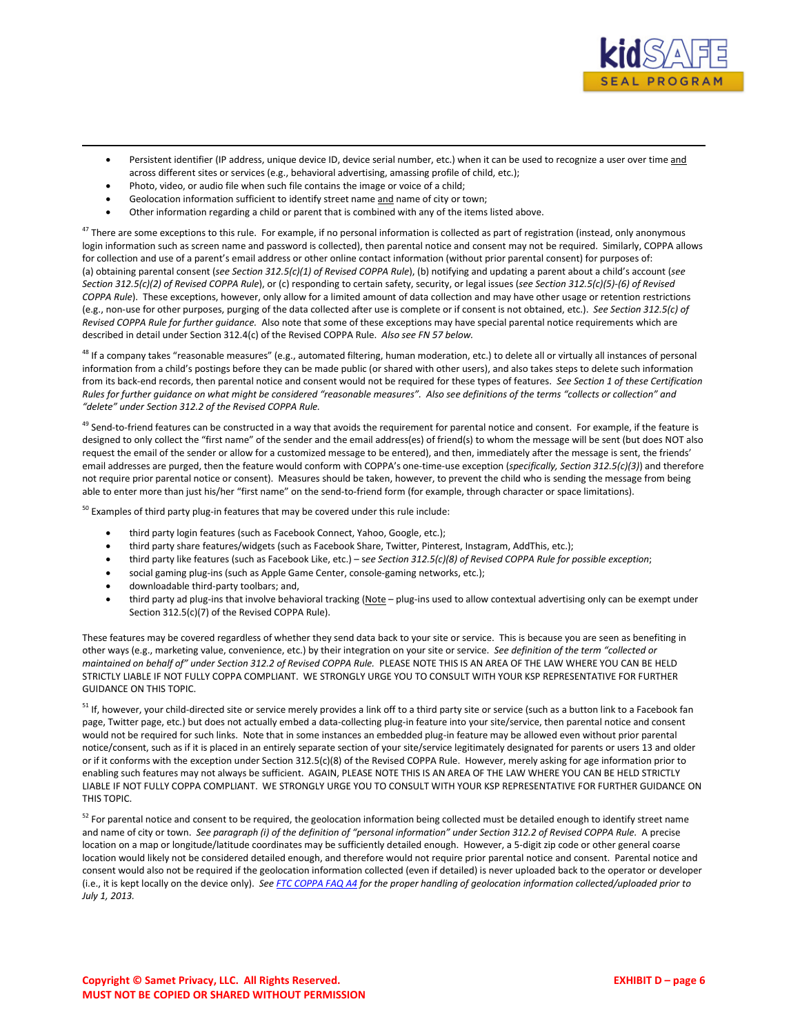- Persistent identifier (IP address, unique device ID, device serial number, etc.) when it can be used to recognize a user over time and across different sites or services (e.g., behavioral advertising, amassing profile of child, etc.);
- Photo, video, or audio file when such file contains the image or voice of a child;
- Geolocation information sufficient to identify street name and name of city or town;
- Other information regarding a child or parent that is combined with any of the items listed above.

[47] There are some exceptions to this rule. For example, if no personal information is collected as part of registration (instead, only anonymous login information such as screen name and password is collected), then parental notice and consent may not be required. Similarly, COPPA allows for collection and use of a parent's email address or other online contact information (without prior parental consent) for purposes of: (a) obtaining parental consent (*see Section 312.5(c)(1) of Revised COPPA Rule*), (b) notifying and updating a parent about a child's account (*see Section 312.5(c)(2) of Revised COPPA Rule*), or (c) responding to certain safety, security, or legal issues (*see Section 312.5(c)(5)-(6) of Revised COPPA Rule*). These exceptions, however, only allow for a limited amount of data collection and may have other usage or retention restrictions (e.g., non-use for other purposes, purging of the data collected after use is complete or if consent is not obtained, etc.). *See Section 312.5(c) of Revised COPPA Rule for further guidance.* Also note that some of these exceptions may have special parental notice requirements which are described in detail under Section 312.4(c) of the Revised COPPA Rule. *Also see FN 57 below.*

[48] If a company takes "reasonable measures" (e.g., automated filtering, human moderation, etc.) to delete all or virtually all instances of personal information from a child's postings before they can be made public (or shared with other users), and also takes steps to delete such information from its back-end records, then parental notice and consent would not be required for these types of features. *See Section 1 of these Certification Rules for further guidance on what might be considered "reasonable measures". Also see definitions of the terms "collects or collection" and "delete" under Section 312.2 of the Revised COPPA Rule.*

[49] Send-to-friend features can be constructed in a way that avoids the requirement for parental notice and consent. For example, if the feature is designed to only collect the "first name" of the sender and the email address(es) of friend(s) to whom the message will be sent (but does NOT also request the email of the sender or allow for a customized message to be entered), and then, immediately after the message is sent, the friends' email addresses are purged, then the feature would conform with COPPA's one-time-use exception (*specifically, Section 312.5(c)(3)*) and therefore not require prior parental notice or consent). Measures should be taken, however, to prevent the child who is sending the message from being able to enter more than just his/her "first name" on the send-to-friend form (for example, through character or space limitations).

[50] Examples of third party plug-in features that may be covered under this rule include:

- third party login features (such as Facebook Connect, Yahoo, Google, etc.);
- third party share features/widgets (such as Facebook Share, Twitter, Pinterest, Instagram, AddThis, etc.);
- third party like features (such as Facebook Like, etc.) – *see Section 312.5(c)(8) of Revised COPPA Rule for possible exception*;
- social gaming plug-ins (such as Apple Game Center, console-gaming networks, etc.);
- downloadable third-party toolbars; and,
- third party ad plug-ins that involve behavioral tracking (Note – plug-ins used to allow contextual advertising only can be exempt under Section 312.5(c)(7) of the Revised COPPA Rule).

These features may be covered regardless of whether they send data back to your site or service. This is because you are seen as benefiting in other ways (e.g., marketing value, convenience, etc.) by their integration on your site or service. *See definition of the term "collected or maintained on behalf of" under Section 312.2 of Revised COPPA Rule.* PLEASE NOTE THIS IS AN AREA OF THE LAW WHERE YOU CAN BE HELD STRICTLY LIABLE IF NOT FULLY COPPA COMPLIANT. WE STRONGLY URGE YOU TO CONSULT WITH YOUR KSP REPRESENTATIVE FOR FURTHER GUIDANCE ON THIS TOPIC.

[51] If, however, your child-directed site or service merely provides a link off to a third party site or service (such as a button link to a Facebook fan page, Twitter page, etc.) but does not actually embed a data-collecting plug-in feature into your site/service, then parental notice and consent would not be required for such links. Note that in some instances an embedded plug-in feature may be allowed even without prior parental notice/consent, such as if it is placed in an entirely separate section of your site/service legitimately designated for parents or users 13 and older or if it conforms with the exception under Section 312.5(c)(8) of the Revised COPPA Rule. However, merely asking for age information prior to enabling such features may not always be sufficient. AGAIN, PLEASE NOTE THIS IS AN AREA OF THE LAW WHERE YOU CAN BE HELD STRICTLY LIABLE IF NOT FULLY COPPA COMPLIANT. WE STRONGLY URGE YOU TO CONSULT WITH YOUR KSP REPRESENTATIVE FOR FURTHER GUIDANCE ON THIS TOPIC.

[52] For parental notice and consent to be required, the geolocation information being collected must be detailed enough to identify street name and name of city or town. *See paragraph (i) of the definition of "personal information" under Section 312.2 of Revised COPPA Rule.* A precise location on a map or longitude/latitude coordinates may be sufficiently detailed enough. However, a 5-digit zip code or other general coarse location would likely not be considered detailed enough, and therefore would not require prior parental notice and consent. Parental notice and consent would also not be required if the geolocation information collected (even if detailed) is never uploaded back to the operator or developer (i.e., it is kept locally on the device only). *See* [FTC COPPA FAQ A4] *for the proper handling of geolocation information collected/uploaded prior to July 1, 2013.*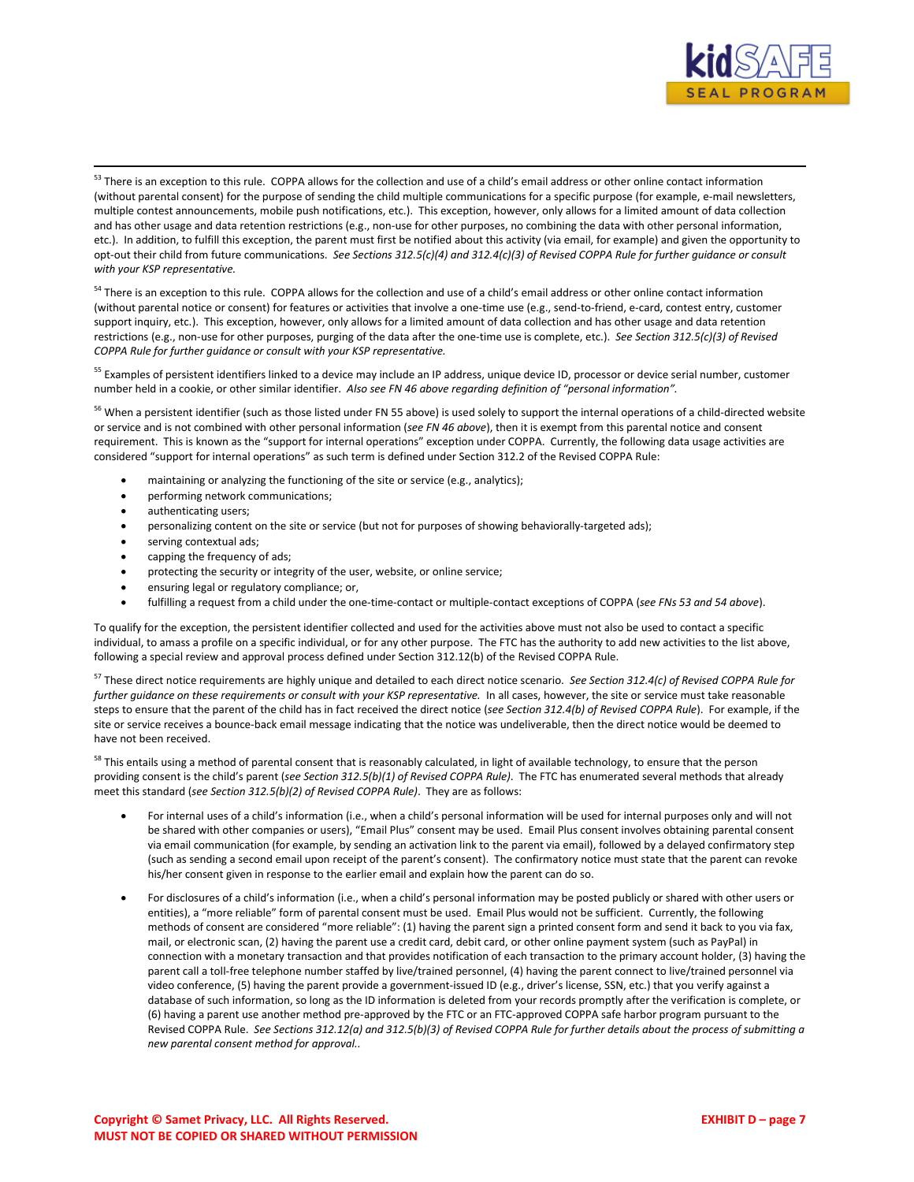[53] There is an exception to this rule. COPPA allows for the collection and use of a child's email address or other online contact information (without parental consent) for the purpose of sending the child multiple communications for a specific purpose (for example, e-mail newsletters, multiple contest announcements, mobile push notifications, etc.). This exception, however, only allows for a limited amount of data collection and has other usage and data retention restrictions (e.g., non-use for other purposes, no combining the data with other personal information, etc.). In addition, to fulfill this exception, the parent must first be notified about this activity (via email, for example) and given the opportunity to opt-out their child from future communications. *See Sections 312.5(c)(4) and 312.4(c)(3) of Revised COPPA Rule for further guidance or consult with your KSP representative.*

[54] There is an exception to this rule. COPPA allows for the collection and use of a child's email address or other online contact information (without parental notice or consent) for features or activities that involve a one-time use (e.g., send-to-friend, e-card, contest entry, customer support inquiry, etc.). This exception, however, only allows for a limited amount of data collection and has other usage and data retention restrictions (e.g., non-use for other purposes, purging of the data after the one-time use is complete, etc.). *See Section 312.5(c)(3) of Revised COPPA Rule for further guidance or consult with your KSP representative.*

[55] Examples of persistent identifiers linked to a device may include an IP address, unique device ID, processor or device serial number, customer number held in a cookie, or other similar identifier. *Also see FN 46 above regarding definition of "personal information".*

[56] When a persistent identifier (such as those listed under FN 55 above) is used solely to support the internal operations of a child-directed website or service and is not combined with other personal information (*see FN 46 above*), then it is exempt from this parental notice and consent requirement. This is known as the "support for internal operations" exception under COPPA. Currently, the following data usage activities are considered "support for internal operations" as such term is defined under Section 312.2 of the Revised COPPA Rule:

- maintaining or analyzing the functioning of the site or service (e.g., analytics);
- performing network communications;
- authenticating users;
- personalizing content on the site or service (but not for purposes of showing behaviorally-targeted ads);
- serving contextual ads;
- capping the frequency of ads;
- protecting the security or integrity of the user, website, or online service;
- ensuring legal or regulatory compliance; or,
- fulfilling a request from a child under the one-time-contact or multiple-contact exceptions of COPPA (*see FNs 53 and 54 above*).

To qualify for the exception, the persistent identifier collected and used for the activities above must not also be used to contact a specific individual, to amass a profile on a specific individual, or for any other purpose. The FTC has the authority to add new activities to the list above, following a special review and approval process defined under Section 312.12(b) of the Revised COPPA Rule.

[57] These direct notice requirements are highly unique and detailed to each direct notice scenario. *See Section 312.4(c) of Revised COPPA Rule for further guidance on these requirements or consult with your KSP representative.* In all cases, however, the site or service must take reasonable steps to ensure that the parent of the child has in fact received the direct notice (*see Section 312.4(b) of Revised COPPA Rule*). For example, if the site or service receives a bounce-back email message indicating that the notice was undeliverable, then the direct notice would be deemed to have not been received.

[58] This entails using a method of parental consent that is reasonably calculated, in light of available technology, to ensure that the person providing consent is the child's parent (*see Section 312.5(b)(1) of Revised COPPA Rule)*. The FTC has enumerated several methods that already meet this standard (*see Section 312.5(b)(2) of Revised COPPA Rule)*. They are as follows:

- For internal uses of a child's information (i.e., when a child's personal information will be used for internal purposes only and will not be shared with other companies or users), "Email Plus" consent may be used. Email Plus consent involves obtaining parental consent via email communication (for example, by sending an activation link to the parent via email), followed by a delayed confirmatory step (such as sending a second email upon receipt of the parent's consent). The confirmatory notice must state that the parent can revoke his/her consent given in response to the earlier email and explain how the parent can do so.

- For disclosures of a child's information (i.e., when a child's personal information may be posted publicly or shared with other users or entities), a "more reliable" form of parental consent must be used. Email Plus would not be sufficient. Currently, the following methods of consent are considered "more reliable": (1) having the parent sign a printed consent form and send it back to you via fax, mail, or electronic scan, (2) having the parent use a credit card, debit card, or other online payment system (such as PayPal) in connection with a monetary transaction and that provides notification of each transaction to the primary account holder, (3) having the parent call a toll-free telephone number staffed by live/trained personnel, (4) having the parent connect to live/trained personnel via video conference, (5) having the parent provide a government-issued ID (e.g., driver's license, SSN, etc.) that you verify against a database of such information, so long as the ID information is deleted from your records promptly after the verification is complete, or (6) having a parent use another method pre-approved by the FTC or an FTC-approved COPPA safe harbor program pursuant to the Revised COPPA Rule. *See Sections 312.12(a) and 312.5(b)(3) of Revised COPPA Rule for further details about the process of submitting a new parental consent method for approval..*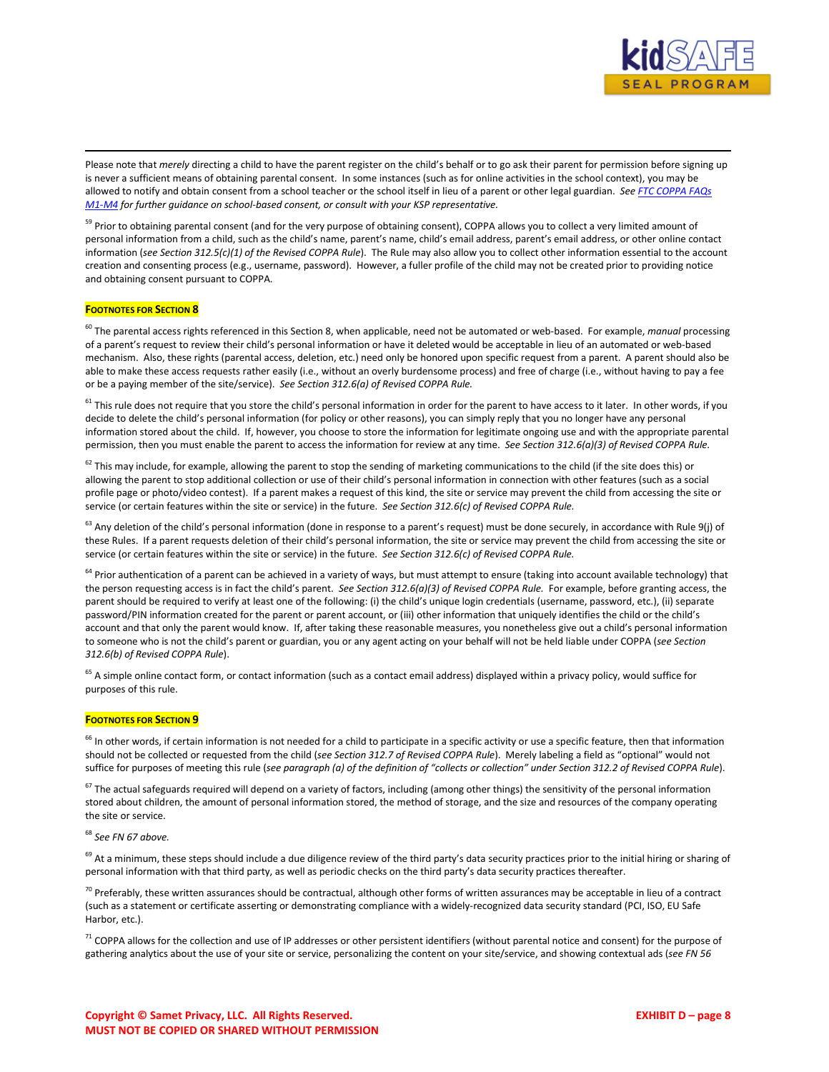Please note that *merely* directing a child to have the parent register on the child's behalf or to go ask their parent for permission before signing up is never a sufficient means of obtaining parental consent. In some instances (such as for online activities in the school context), you may be allowed to notify and obtain consent from a school teacher or the school itself in lieu of a parent or other legal guardian. *See FTC COPPA FAQs M1-M4 for further guidance on school-based consent, or consult with your KSP representative.*

[59] Prior to obtaining parental consent (and for the very purpose of obtaining consent), COPPA allows you to collect a very limited amount of personal information from a child, such as the child's name, parent's name, child's email address, parent's email address, or other online contact information (*see Section 312.5(c)(1) of the Revised COPPA Rule*). The Rule may also allow you to collect other information essential to the account creation and consenting process (e.g., username, password). However, a fuller profile of the child may not be created prior to providing notice and obtaining consent pursuant to COPPA.

**FOOTNOTES FOR SECTION 8**

[60] The parental access rights referenced in this Section 8, when applicable, need not be automated or web-based. For example, *manual* processing of a parent's request to review their child's personal information or have it deleted would be acceptable in lieu of an automated or web-based mechanism. Also, these rights (parental access, deletion, etc.) need only be honored upon specific request from a parent. A parent should also be able to make these access requests rather easily (i.e., without an overly burdensome process) and free of charge (i.e., without having to pay a fee or be a paying member of the site/service). *See Section 312.6(a) of Revised COPPA Rule.*

[61] This rule does not require that you store the child's personal information in order for the parent to have access to it later. In other words, if you decide to delete the child's personal information (for policy or other reasons), you can simply reply that you no longer have any personal information stored about the child. If, however, you choose to store the information for legitimate ongoing use and with the appropriate parental permission, then you must enable the parent to access the information for review at any time. *See Section 312.6(a)(3) of Revised COPPA Rule.*

[62] This may include, for example, allowing the parent to stop the sending of marketing communications to the child (if the site does this) or allowing the parent to stop additional collection or use of their child's personal information in connection with other features (such as a social profile page or photo/video contest). If a parent makes a request of this kind, the site or service may prevent the child from accessing the site or service (or certain features within the site or service) in the future. *See Section 312.6(c) of Revised COPPA Rule.*

[63] Any deletion of the child's personal information (done in response to a parent's request) must be done securely, in accordance with Rule 9(j) of these Rules. If a parent requests deletion of their child's personal information, the site or service may prevent the child from accessing the site or service (or certain features within the site or service) in the future. *See Section 312.6(c) of Revised COPPA Rule.*

[64] Prior authentication of a parent can be achieved in a variety of ways, but must attempt to ensure (taking into account available technology) that the person requesting access is in fact the child's parent. *See Section 312.6(a)(3) of Revised COPPA Rule.* For example, before granting access, the parent should be required to verify at least one of the following: (i) the child's unique login credentials (username, password, etc.), (ii) separate password/PIN information created for the parent or parent account, or (iii) other information that uniquely identifies the child or the child's account and that only the parent would know. If, after taking these reasonable measures, you nonetheless give out a child's personal information to someone who is not the child's parent or guardian, you or any agent acting on your behalf will not be held liable under COPPA (*see Section 312.6(b) of Revised COPPA Rule*).

[65] A simple online contact form, or contact information (such as a contact email address) displayed within a privacy policy, would suffice for purposes of this rule.

**FOOTNOTES FOR SECTION 9**

[66] In other words, if certain information is not needed for a child to participate in a specific activity or use a specific feature, then that information should not be collected or requested from the child (*see Section 312.7 of Revised COPPA Rule*). Merely labeling a field as "optional" would not suffice for purposes of meeting this rule (*see paragraph (a) of the definition of "collects or collection" under Section 312.2 of Revised COPPA Rule*).

[67] The actual safeguards required will depend on a variety of factors, including (among other things) the sensitivity of the personal information stored about children, the amount of personal information stored, the method of storage, and the size and resources of the company operating the site or service.

[68] *See FN 67 above.*

[69] At a minimum, these steps should include a due diligence review of the third party's data security practices prior to the initial hiring or sharing of personal information with that third party, as well as periodic checks on the third party's data security practices thereafter.

[70] Preferably, these written assurances should be contractual, although other forms of written assurances may be acceptable in lieu of a contract (such as a statement or certificate asserting or demonstrating compliance with a widely-recognized data security standard (PCI, ISO, EU Safe Harbor, etc.).

[71] COPPA allows for the collection and use of IP addresses or other persistent identifiers (without parental notice and consent) for the purpose of gathering analytics about the use of your site or service, personalizing the content on your site/service, and showing contextual ads (*see FN 56*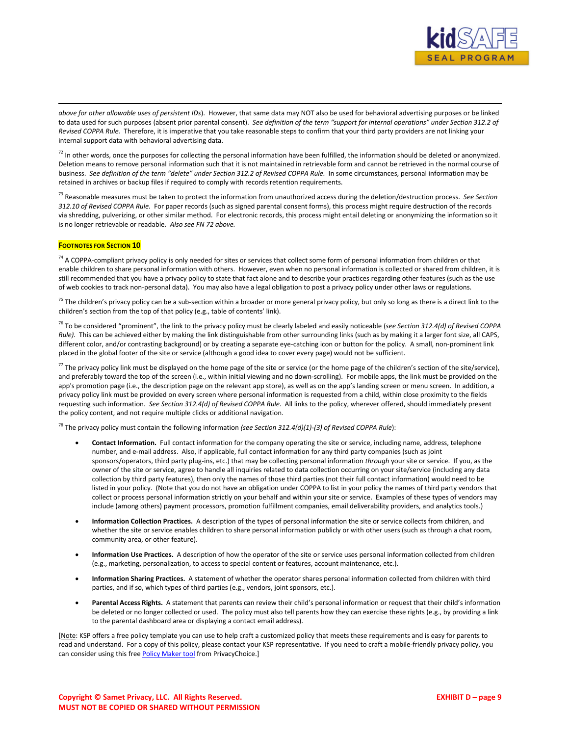*above for other allowable uses of persistent IDs*). However, that same data may NOT also be used for behavioral advertising purposes or be linked to data used for such purposes (absent prior parental consent). *See definition of the term "support for internal operations" under Section 312.2 of Revised COPPA Rule.* Therefore, it is imperative that you take reasonable steps to confirm that your third party providers are not linking your internal support data with behavioral advertising data.

[72] In other words, once the purposes for collecting the personal information have been fulfilled, the information should be deleted or anonymized. Deletion means to remove personal information such that it is not maintained in retrievable form and cannot be retrieved in the normal course of business. *See definition of the term "delete" under Section 312.2 of Revised COPPA Rule.* In some circumstances, personal information may be retained in archives or backup files if required to comply with records retention requirements.

[73] Reasonable measures must be taken to protect the information from unauthorized access during the deletion/destruction process. *See Section 312.10 of Revised COPPA Rule.* For paper records (such as signed parental consent forms), this process might require destruction of the records via shredding, pulverizing, or other similar method. For electronic records, this process might entail deleting or anonymizing the information so it is no longer retrievable or readable. *Also see FN 72 above.*

**FOOTNOTES FOR SECTION 10**

[74] A COPPA-compliant privacy policy is only needed for sites or services that collect some form of personal information from children or that enable children to share personal information with others. However, even when no personal information is collected or shared from children, it is still recommended that you have a privacy policy to state that fact alone and to describe your practices regarding other features (such as the use of web cookies to track non-personal data). You may also have a legal obligation to post a privacy policy under other laws or regulations.

[75] The children's privacy policy can be a sub-section within a broader or more general privacy policy, but only so long as there is a direct link to the children's section from the top of that policy (e.g., table of contents' link).

[76] To be considered "prominent", the link to the privacy policy must be clearly labeled and easily noticeable (*see Section 312.4(d) of Revised COPPA Rule).* This can be achieved either by making the link distinguishable from other surrounding links (such as by making it a larger font size, all CAPS, different color, and/or contrasting background) or by creating a separate eye-catching icon or button for the policy. A small, non-prominent link placed in the global footer of the site or service (although a good idea to cover every page) would not be sufficient.

[77] The privacy policy link must be displayed on the home page of the site or service (or the home page of the children's section of the site/service), and preferably toward the top of the screen (i.e., within initial viewing and no down-scrolling). For mobile apps, the link must be provided on the app's promotion page (i.e., the description page on the relevant app store), as well as on the app's landing screen or menu screen. In addition, a privacy policy link must be provided on every screen where personal information is requested from a child, within close proximity to the fields requesting such information. *See Section 312.4(d) of Revised COPPA Rule.* All links to the policy, wherever offered, should immediately present the policy content, and not require multiple clicks or additional navigation.

[78] The privacy policy must contain the following information *(see Section 312.4(d)(1)-(3) of Revised COPPA Rule*):

- **Contact Information.** Full contact information for the company operating the site or service, including name, address, telephone number, and e-mail address. Also, if applicable, full contact information for any third party companies (such as joint sponsors/operators, third party plug-ins, etc.) that may be collecting personal information *through* your site or service. If you, as the owner of the site or service, agree to handle all inquiries related to data collection occurring on your site/service (including any data collection by third party features), then only the names of those third parties (not their full contact information) would need to be listed in your policy. (Note that you do not have an obligation under COPPA to list in your policy the names of third party vendors that collect or process personal information strictly on your behalf and within your site or service. Examples of these types of vendors may include (among others) payment processors, promotion fulfillment companies, email deliverability providers, and analytics tools.)

- **Information Collection Practices.** A description of the types of personal information the site or service collects from children, and whether the site or service enables children to share personal information publicly or with other users (such as through a chat room, community area, or other feature).

- **Information Use Practices.** A description of how the operator of the site or service uses personal information collected from children (e.g., marketing, personalization, to access to special content or features, account maintenance, etc.).

- **Information Sharing Practices.** A statement of whether the operator shares personal information collected from children with third parties, and if so, which types of third parties (e.g., vendors, joint sponsors, etc.).

- **Parental Access Rights.** A statement that parents can review their child's personal information or request that their child's information be deleted or no longer collected or used. The policy must also tell parents how they can exercise these rights (e.g., by providing a link to the parental dashboard area or displaying a contact email address).

[Note: KSP offers a free policy template you can use to help craft a customized policy that meets these requirements and is easy for parents to read and understand. For a copy of this policy, please contact your KSP representative. If you need to craft a mobile-friendly privacy policy, you can consider using this free Policy Maker tool from PrivacyChoice.]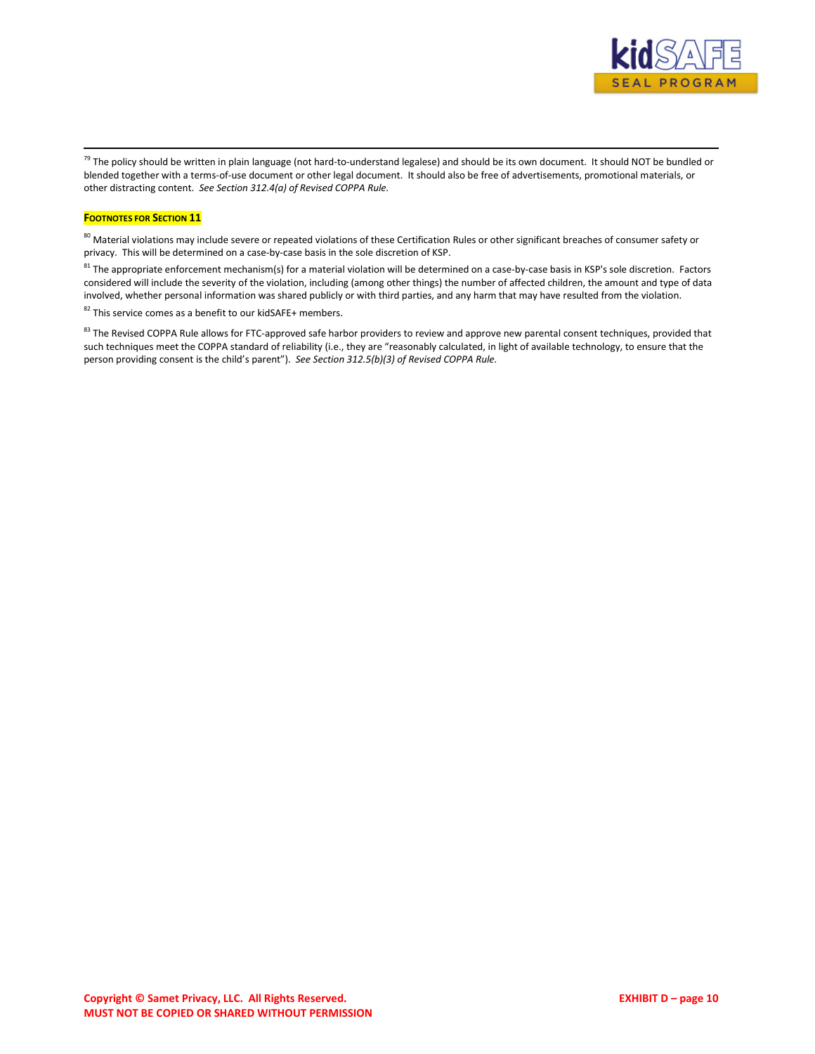[79] The policy should be written in plain language (not hard-to-understand legalese) and should be its own document. It should NOT be bundled or blended together with a terms-of-use document or other legal document. It should also be free of advertisements, promotional materials, or other distracting content. *See Section 312.4(a) of Revised COPPA Rule.*

**FOOTNOTES FOR SECTION 11**

[80] Material violations may include severe or repeated violations of these Certification Rules or other significant breaches of consumer safety or privacy. This will be determined on a case-by-case basis in the sole discretion of KSP.

[81] The appropriate enforcement mechanism(s) for a material violation will be determined on a case-by-case basis in KSP's sole discretion. Factors considered will include the severity of the violation, including (among other things) the number of affected children, the amount and type of data involved, whether personal information was shared publicly or with third parties, and any harm that may have resulted from the violation.

[82] This service comes as a benefit to our kidSAFE+ members.

[83] The Revised COPPA Rule allows for FTC-approved safe harbor providers to review and approve new parental consent techniques, provided that such techniques meet the COPPA standard of reliability (i.e., they are "reasonably calculated, in light of available technology, to ensure that the person providing consent is the child's parent"). *See Section 312.5(b)(3) of Revised COPPA Rule.*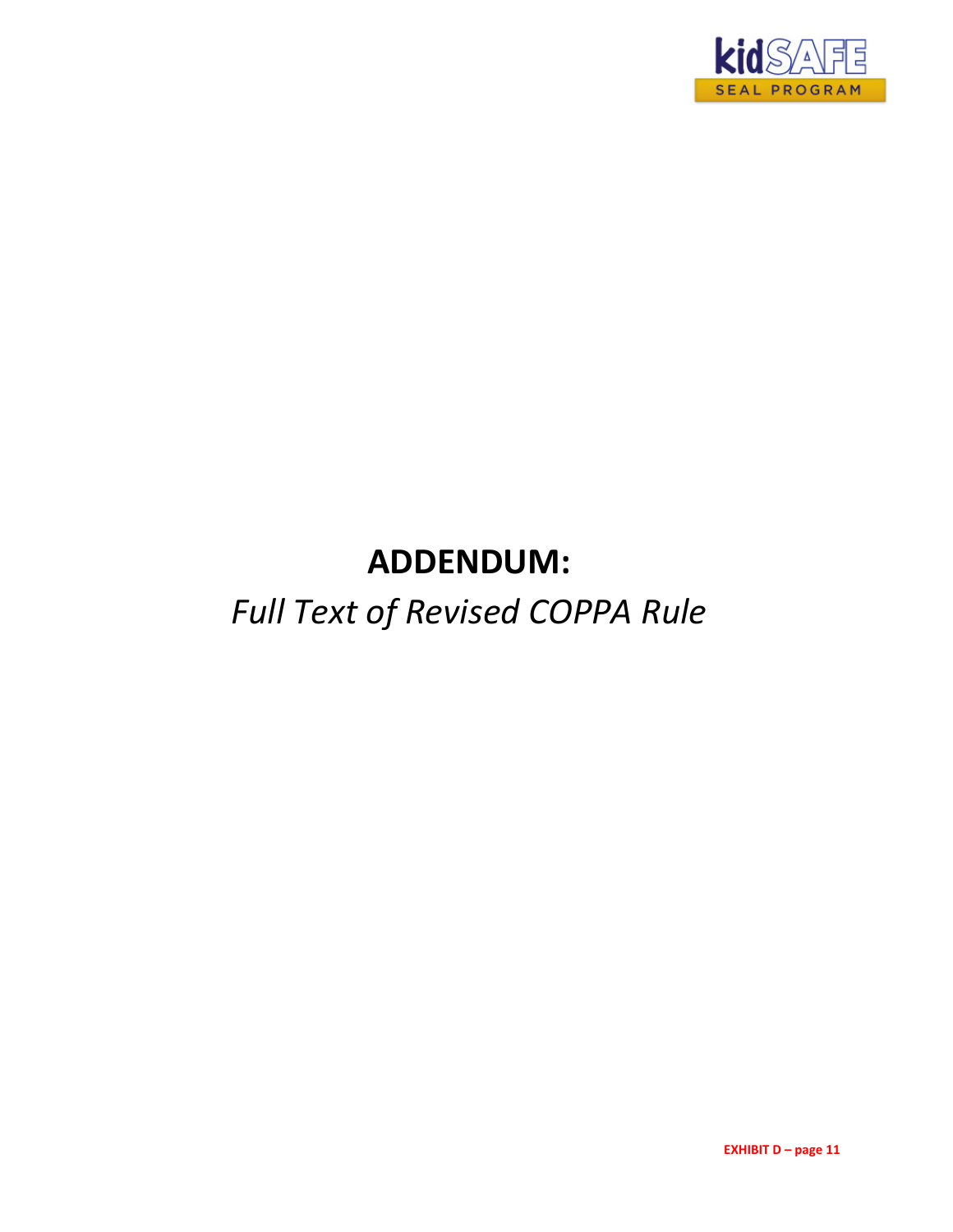# ADDENDUM:

*Full Text of Revised COPPA Rule*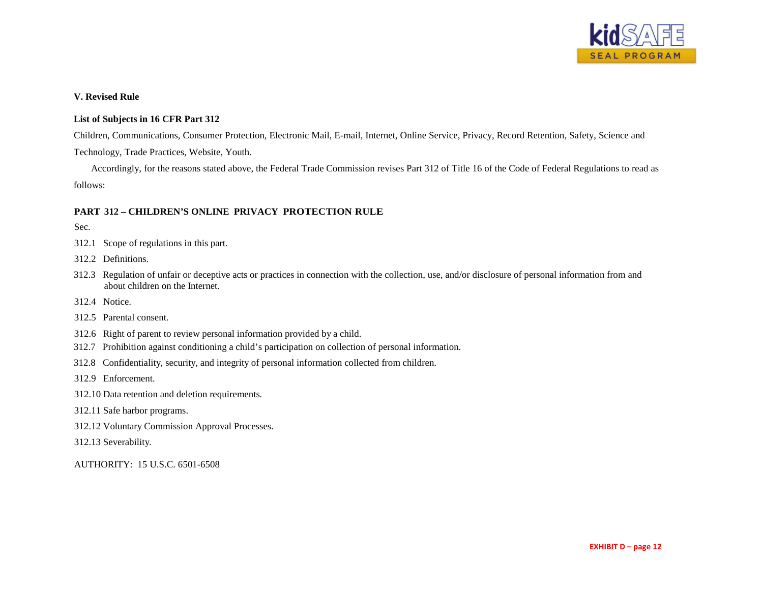**V. Revised Rule**

**List of Subjects in 16 CFR Part 312**

Children, Communications, Consumer Protection, Electronic Mail, E-mail, Internet, Online Service, Privacy, Record Retention, Safety, Science and Technology, Trade Practices, Website, Youth.

Accordingly, for the reasons stated above, the Federal Trade Commission revises Part 312 of Title 16 of the Code of Federal Regulations to read as follows:

**PART 312 – CHILDREN'S ONLINE PRIVACY PROTECTION RULE**

Sec.

312.1 Scope of regulations in this part.

312.2 Definitions.

312.3 Regulation of unfair or deceptive acts or practices in connection with the collection, use, and/or disclosure of personal information from and about children on the Internet.

312.4 Notice.

312.5 Parental consent.

312.6 Right of parent to review personal information provided by a child.

312.7 Prohibition against conditioning a child's participation on collection of personal information.

312.8 Confidentiality, security, and integrity of personal information collected from children.

312.9 Enforcement.

312.10 Data retention and deletion requirements.

312.11 Safe harbor programs.

312.12 Voluntary Commission Approval Processes.

312.13 Severability.

AUTHORITY: 15 U.S.C. 6501-6508

EXHIBIT D – page 12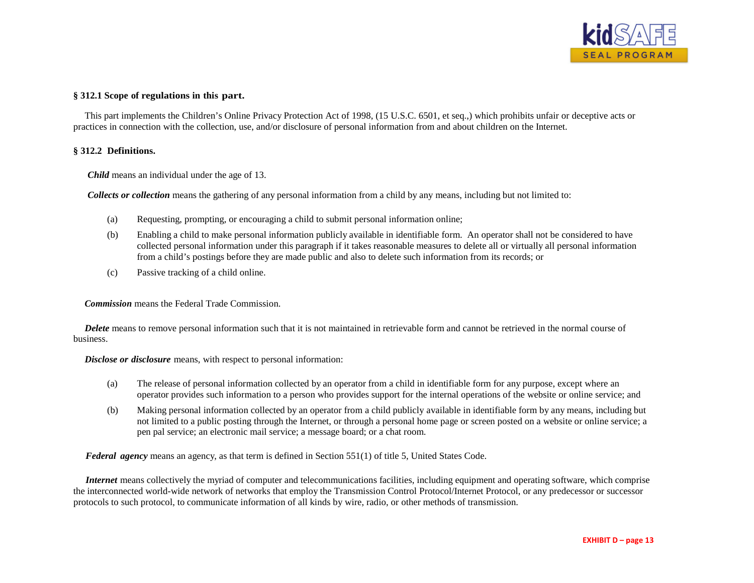### § 312.1 Scope of regulations in this part.

This part implements the Children's Online Privacy Protection Act of 1998, (15 U.S.C. 6501, et seq.,) which prohibits unfair or deceptive acts or practices in connection with the collection, use, and/or disclosure of personal information from and about children on the Internet.

### § 312.2 Definitions.

***Child*** means an individual under the age of 13.

***Collects or collection*** means the gathering of any personal information from a child by any means, including but not limited to:

(a) Requesting, prompting, or encouraging a child to submit personal information online;

(b) Enabling a child to make personal information publicly available in identifiable form. An operator shall not be considered to have collected personal information under this paragraph if it takes reasonable measures to delete all or virtually all personal information from a child's postings before they are made public and also to delete such information from its records; or

(c) Passive tracking of a child online.

***Commission*** means the Federal Trade Commission.

***Delete*** means to remove personal information such that it is not maintained in retrievable form and cannot be retrieved in the normal course of business.

***Disclose or disclosure*** means, with respect to personal information:

(a) The release of personal information collected by an operator from a child in identifiable form for any purpose, except where an operator provides such information to a person who provides support for the internal operations of the website or online service; and

(b) Making personal information collected by an operator from a child publicly available in identifiable form by any means, including but not limited to a public posting through the Internet, or through a personal home page or screen posted on a website or online service; a pen pal service; an electronic mail service; a message board; or a chat room.

***Federal agency*** means an agency, as that term is defined in Section 551(1) of title 5, United States Code.

***Internet*** means collectively the myriad of computer and telecommunications facilities, including equipment and operating software, which comprise the interconnected world-wide network of networks that employ the Transmission Control Protocol/Internet Protocol, or any predecessor or successor protocols to such protocol, to communicate information of all kinds by wire, radio, or other methods of transmission.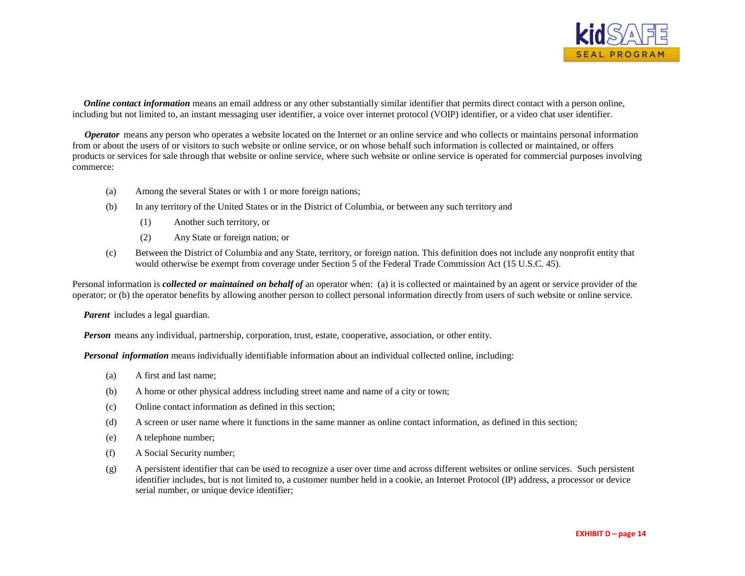***Online contact information*** means an email address or any other substantially similar identifier that permits direct contact with a person online, including but not limited to, an instant messaging user identifier, a voice over internet protocol (VOIP) identifier, or a video chat user identifier.

***Operator*** means any person who operates a website located on the Internet or an online service and who collects or maintains personal information from or about the users of or visitors to such website or online service, or on whose behalf such information is collected or maintained, or offers products or services for sale through that website or online service, where such website or online service is operated for commercial purposes involving commerce:

- (a) Among the several States or with 1 or more foreign nations;
- (b) In any territory of the United States or in the District of Columbia, or between any such territory and
  - (1) Another such territory, or
  - (2) Any State or foreign nation; or
- (c) Between the District of Columbia and any State, territory, or foreign nation. This definition does not include any nonprofit entity that would otherwise be exempt from coverage under Section 5 of the Federal Trade Commission Act (15 U.S.C. 45).

Personal information is ***collected or maintained on behalf of*** an operator when: (a) it is collected or maintained by an agent or service provider of the operator; or (b) the operator benefits by allowing another person to collect personal information directly from users of such website or online service.

***Parent*** includes a legal guardian.

***Person*** means any individual, partnership, corporation, trust, estate, cooperative, association, or other entity.

***Personal information*** means individually identifiable information about an individual collected online, including:

- (a) A first and last name;
- (b) A home or other physical address including street name and name of a city or town;
- (c) Online contact information as defined in this section;
- (d) A screen or user name where it functions in the same manner as online contact information, as defined in this section;
- (e) A telephone number;
- (f) A Social Security number;
- (g) A persistent identifier that can be used to recognize a user over time and across different websites or online services. Such persistent identifier includes, but is not limited to, a customer number held in a cookie, an Internet Protocol (IP) address, a processor or device serial number, or unique device identifier;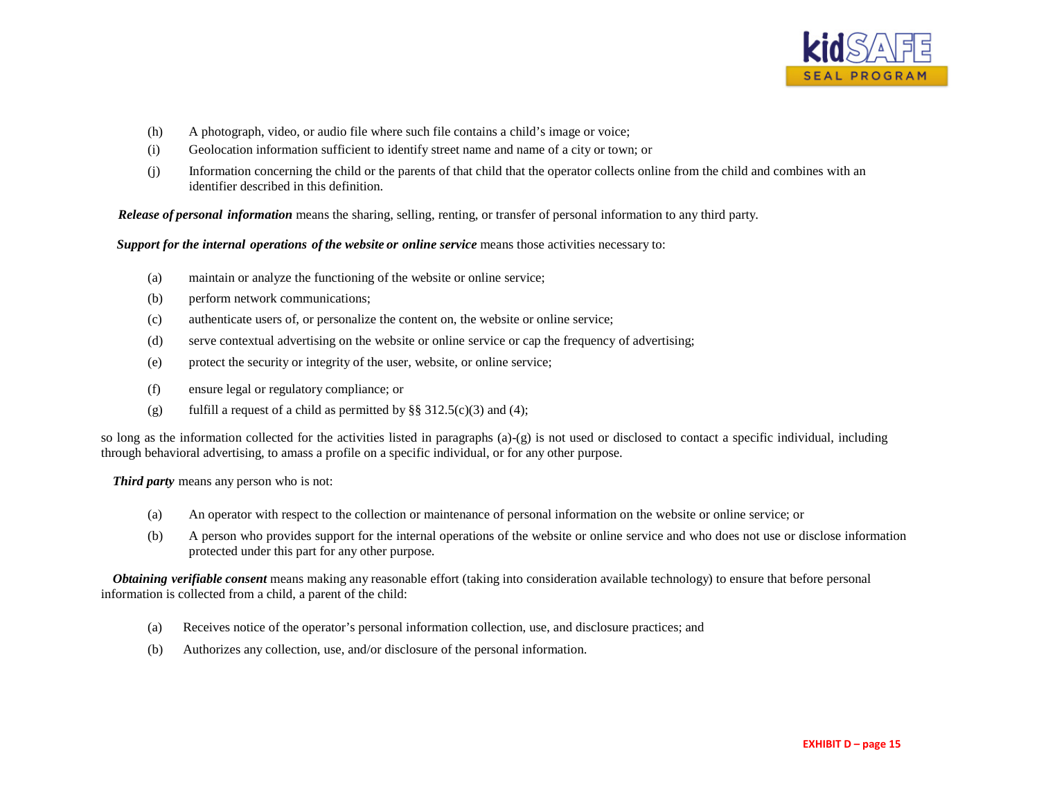(h) A photograph, video, or audio file where such file contains a child's image or voice;

(i) Geolocation information sufficient to identify street name and name of a city or town; or

(j) Information concerning the child or the parents of that child that the operator collects online from the child and combines with an identifier described in this definition.

***Release of personal information*** means the sharing, selling, renting, or transfer of personal information to any third party.

***Support for the internal operations of the website or online service*** means those activities necessary to:

(a) maintain or analyze the functioning of the website or online service;

(b) perform network communications;

(c) authenticate users of, or personalize the content on, the website or online service;

(d) serve contextual advertising on the website or online service or cap the frequency of advertising;

(e) protect the security or integrity of the user, website, or online service;

(f) ensure legal or regulatory compliance; or

(g) fulfill a request of a child as permitted by §§ 312.5(c)(3) and (4);

so long as the information collected for the activities listed in paragraphs (a)-(g) is not used or disclosed to contact a specific individual, including through behavioral advertising, to amass a profile on a specific individual, or for any other purpose.

***Third party*** means any person who is not:

(a) An operator with respect to the collection or maintenance of personal information on the website or online service; or

(b) A person who provides support for the internal operations of the website or online service and who does not use or disclose information protected under this part for any other purpose.

***Obtaining verifiable consent*** means making any reasonable effort (taking into consideration available technology) to ensure that before personal information is collected from a child, a parent of the child:

(a) Receives notice of the operator's personal information collection, use, and disclosure practices; and

(b) Authorizes any collection, use, and/or disclosure of the personal information.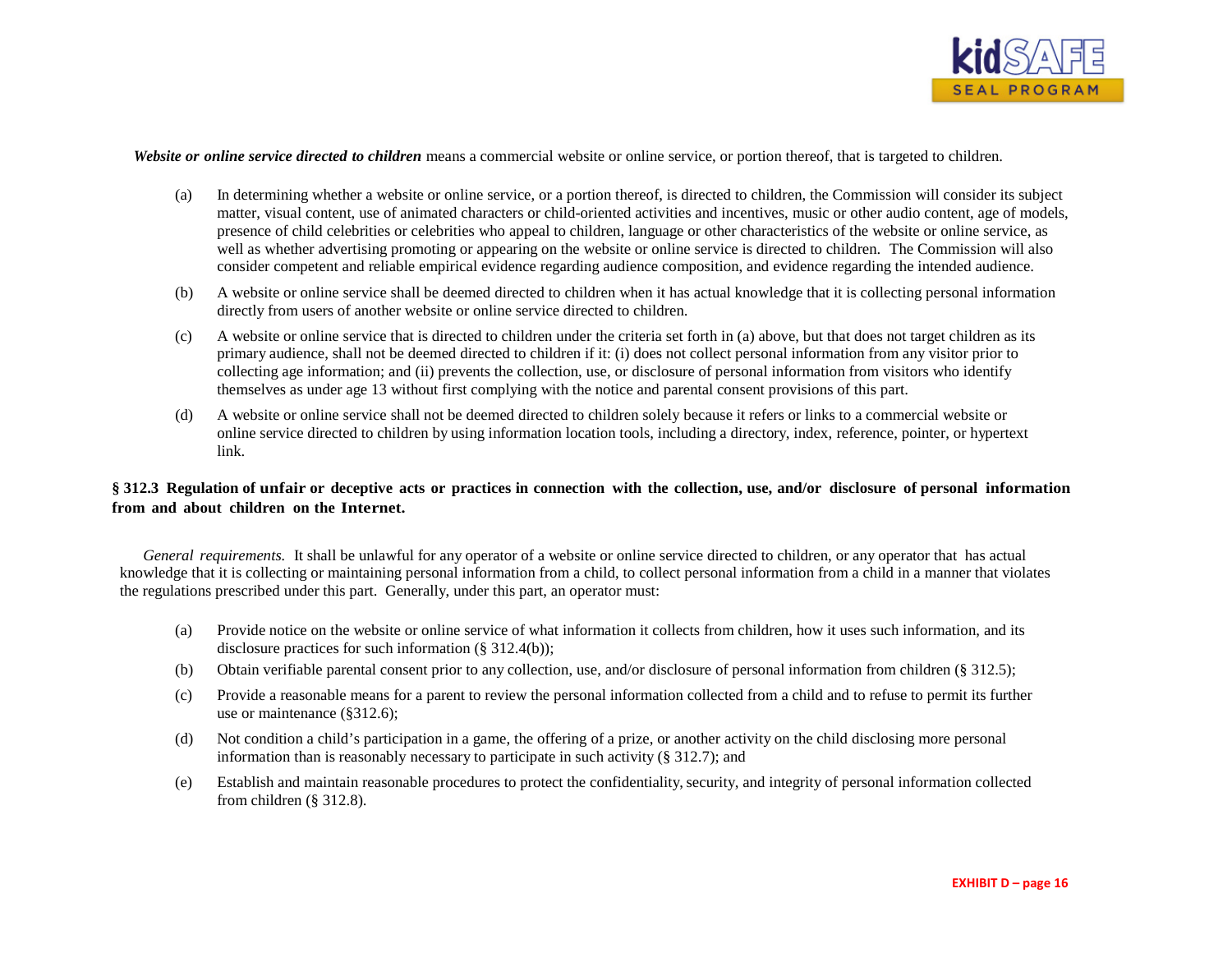***Website or online service directed to children*** means a commercial website or online service, or portion thereof, that is targeted to children.

(a) In determining whether a website or online service, or a portion thereof, is directed to children, the Commission will consider its subject matter, visual content, use of animated characters or child-oriented activities and incentives, music or other audio content, age of models, presence of child celebrities or celebrities who appeal to children, language or other characteristics of the website or online service, as well as whether advertising promoting or appearing on the website or online service is directed to children. The Commission will also consider competent and reliable empirical evidence regarding audience composition, and evidence regarding the intended audience.

(b) A website or online service shall be deemed directed to children when it has actual knowledge that it is collecting personal information directly from users of another website or online service directed to children.

(c) A website or online service that is directed to children under the criteria set forth in (a) above, but that does not target children as its primary audience, shall not be deemed directed to children if it: (i) does not collect personal information from any visitor prior to collecting age information; and (ii) prevents the collection, use, or disclosure of personal information from visitors who identify themselves as under age 13 without first complying with the notice and parental consent provisions of this part.

(d) A website or online service shall not be deemed directed to children solely because it refers or links to a commercial website or online service directed to children by using information location tools, including a directory, index, reference, pointer, or hypertext link.

## § 312.3 Regulation of unfair or deceptive acts or practices in connection with the collection, use, and/or disclosure of personal information from and about children on the Internet.

*General requirements.* It shall be unlawful for any operator of a website or online service directed to children, or any operator that has actual knowledge that it is collecting or maintaining personal information from a child, to collect personal information from a child in a manner that violates the regulations prescribed under this part. Generally, under this part, an operator must:

(a) Provide notice on the website or online service of what information it collects from children, how it uses such information, and its disclosure practices for such information (§ 312.4(b));

(b) Obtain verifiable parental consent prior to any collection, use, and/or disclosure of personal information from children (§ 312.5);

(c) Provide a reasonable means for a parent to review the personal information collected from a child and to refuse to permit its further use or maintenance (§312.6);

(d) Not condition a child's participation in a game, the offering of a prize, or another activity on the child disclosing more personal information than is reasonably necessary to participate in such activity (§ 312.7); and

(e) Establish and maintain reasonable procedures to protect the confidentiality, security, and integrity of personal information collected from children (§ 312.8).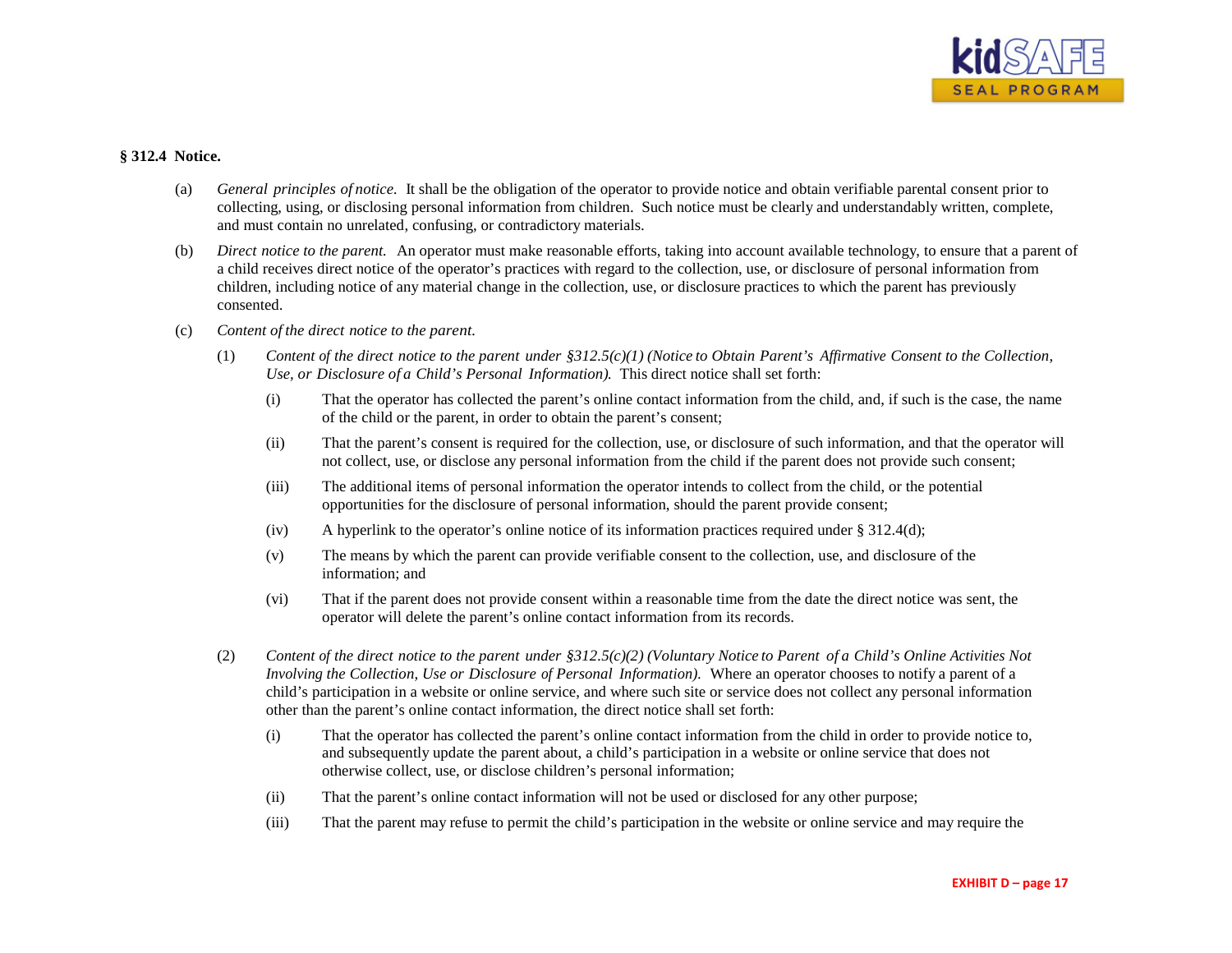### § 312.4 Notice.

(a) *General principles of notice.* It shall be the obligation of the operator to provide notice and obtain verifiable parental consent prior to collecting, using, or disclosing personal information from children. Such notice must be clearly and understandably written, complete, and must contain no unrelated, confusing, or contradictory materials.

(b) *Direct notice to the parent.* An operator must make reasonable efforts, taking into account available technology, to ensure that a parent of a child receives direct notice of the operator's practices with regard to the collection, use, or disclosure of personal information from children, including notice of any material change in the collection, use, or disclosure practices to which the parent has previously consented.

(c) *Content of the direct notice to the parent.*

(1) *Content of the direct notice to the parent under §312.5(c)(1) (Notice to Obtain Parent's Affirmative Consent to the Collection, Use, or Disclosure of a Child's Personal Information).* This direct notice shall set forth:

(i) That the operator has collected the parent's online contact information from the child, and, if such is the case, the name of the child or the parent, in order to obtain the parent's consent;

(ii) That the parent's consent is required for the collection, use, or disclosure of such information, and that the operator will not collect, use, or disclose any personal information from the child if the parent does not provide such consent;

(iii) The additional items of personal information the operator intends to collect from the child, or the potential opportunities for the disclosure of personal information, should the parent provide consent;

(iv) A hyperlink to the operator's online notice of its information practices required under § 312.4(d);

(v) The means by which the parent can provide verifiable consent to the collection, use, and disclosure of the information; and

(vi) That if the parent does not provide consent within a reasonable time from the date the direct notice was sent, the operator will delete the parent's online contact information from its records.

(2) *Content of the direct notice to the parent under §312.5(c)(2) (Voluntary Notice to Parent of a Child's Online Activities Not Involving the Collection, Use or Disclosure of Personal Information).* Where an operator chooses to notify a parent of a child's participation in a website or online service, and where such site or service does not collect any personal information other than the parent's online contact information, the direct notice shall set forth:

(i) That the operator has collected the parent's online contact information from the child in order to provide notice to, and subsequently update the parent about, a child's participation in a website or online service that does not otherwise collect, use, or disclose children's personal information;

(ii) That the parent's online contact information will not be used or disclosed for any other purpose;

(iii) That the parent may refuse to permit the child's participation in the website or online service and may require the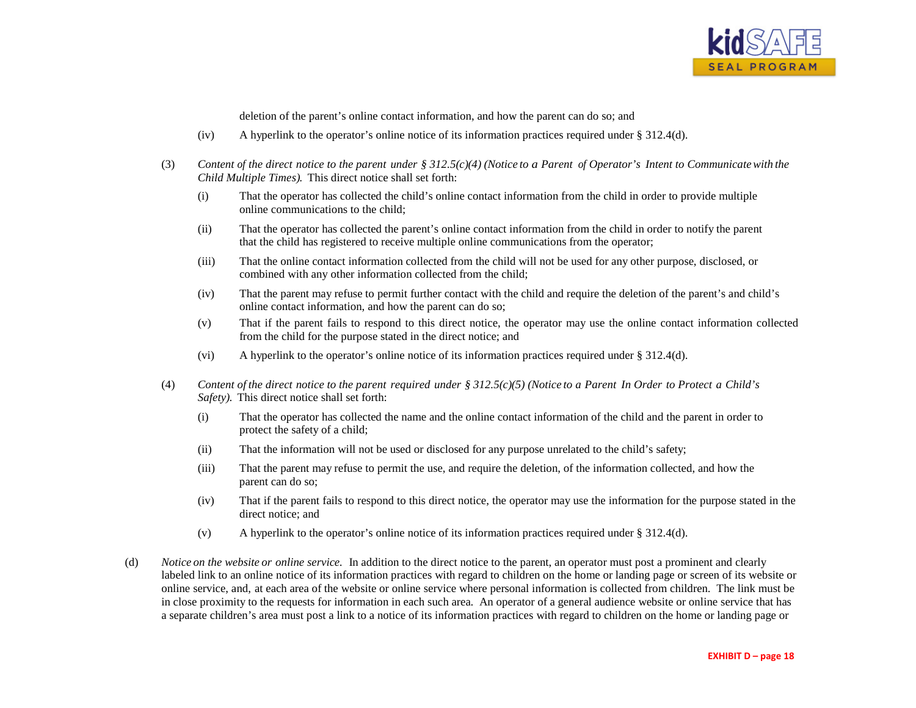deletion of the parent's online contact information, and how the parent can do so; and

(iv) A hyperlink to the operator's online notice of its information practices required under § 312.4(d).

(3) *Content of the direct notice to the parent under § 312.5(c)(4) (Notice to a Parent of Operator's Intent to Communicate with the Child Multiple Times).* This direct notice shall set forth:

(i) That the operator has collected the child's online contact information from the child in order to provide multiple online communications to the child;

(ii) That the operator has collected the parent's online contact information from the child in order to notify the parent that the child has registered to receive multiple online communications from the operator;

(iii) That the online contact information collected from the child will not be used for any other purpose, disclosed, or combined with any other information collected from the child;

(iv) That the parent may refuse to permit further contact with the child and require the deletion of the parent's and child's online contact information, and how the parent can do so;

(v) That if the parent fails to respond to this direct notice, the operator may use the online contact information collected from the child for the purpose stated in the direct notice; and

(vi) A hyperlink to the operator's online notice of its information practices required under § 312.4(d).

(4) *Content of the direct notice to the parent required under § 312.5(c)(5) (Notice to a Parent In Order to Protect a Child's Safety).* This direct notice shall set forth:

(i) That the operator has collected the name and the online contact information of the child and the parent in order to protect the safety of a child;

(ii) That the information will not be used or disclosed for any purpose unrelated to the child's safety;

(iii) That the parent may refuse to permit the use, and require the deletion, of the information collected, and how the parent can do so;

(iv) That if the parent fails to respond to this direct notice, the operator may use the information for the purpose stated in the direct notice; and

(v) A hyperlink to the operator's online notice of its information practices required under § 312.4(d).

(d) *Notice on the website or online service.* In addition to the direct notice to the parent, an operator must post a prominent and clearly labeled link to an online notice of its information practices with regard to children on the home or landing page or screen of its website or online service, and, at each area of the website or online service where personal information is collected from children. The link must be in close proximity to the requests for information in each such area. An operator of a general audience website or online service that has a separate children's area must post a link to a notice of its information practices with regard to children on the home or landing page or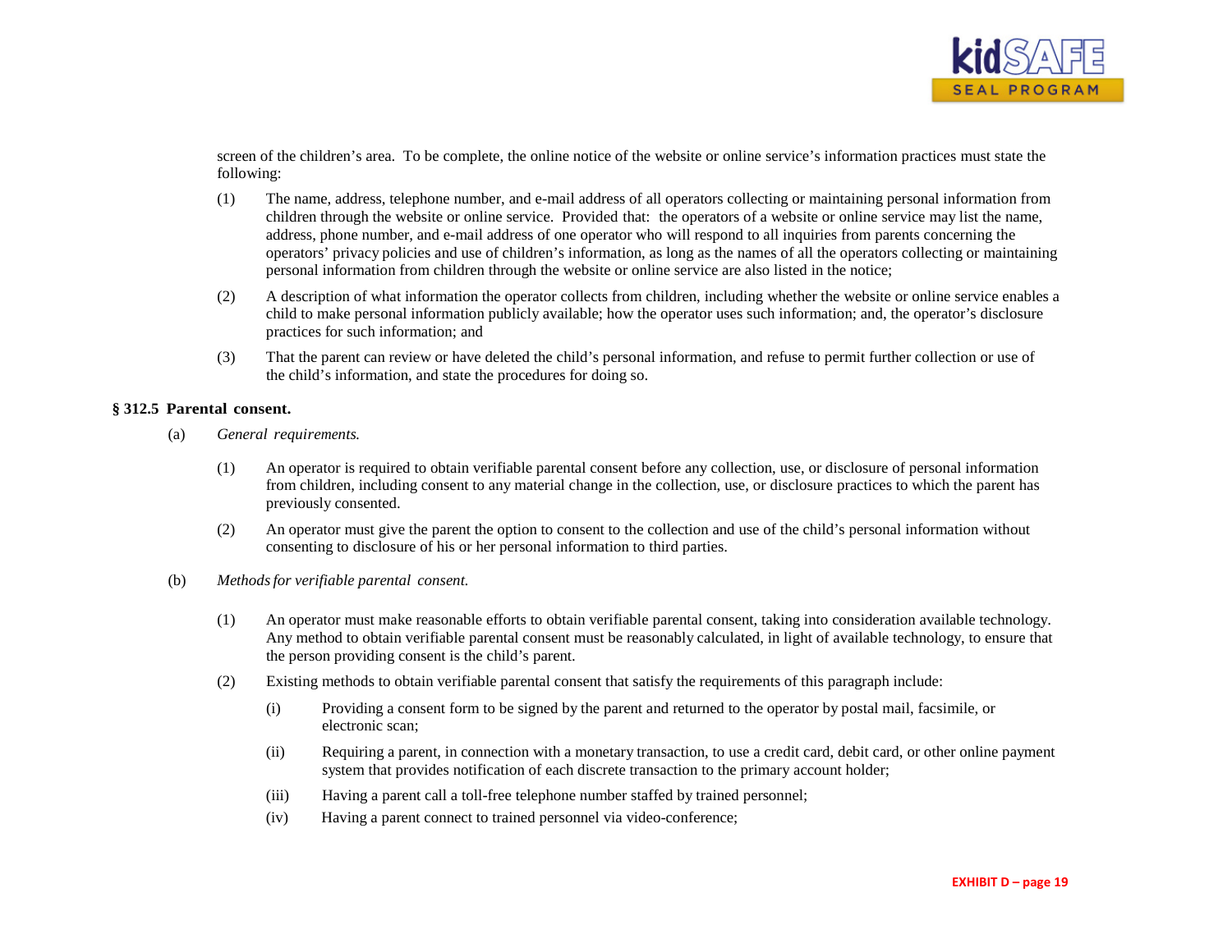screen of the children's area. To be complete, the online notice of the website or online service's information practices must state the following:

(1) The name, address, telephone number, and e-mail address of all operators collecting or maintaining personal information from children through the website or online service. Provided that: the operators of a website or online service may list the name, address, phone number, and e-mail address of one operator who will respond to all inquiries from parents concerning the operators' privacy policies and use of children's information, as long as the names of all the operators collecting or maintaining personal information from children through the website or online service are also listed in the notice;

(2) A description of what information the operator collects from children, including whether the website or online service enables a child to make personal information publicly available; how the operator uses such information; and, the operator's disclosure practices for such information; and

(3) That the parent can review or have deleted the child's personal information, and refuse to permit further collection or use of the child's information, and state the procedures for doing so.

**§ 312.5 Parental consent.**

(a) *General requirements.*

(1) An operator is required to obtain verifiable parental consent before any collection, use, or disclosure of personal information from children, including consent to any material change in the collection, use, or disclosure practices to which the parent has previously consented.

(2) An operator must give the parent the option to consent to the collection and use of the child's personal information without consenting to disclosure of his or her personal information to third parties.

(b) *Methods for verifiable parental consent.*

(1) An operator must make reasonable efforts to obtain verifiable parental consent, taking into consideration available technology. Any method to obtain verifiable parental consent must be reasonably calculated, in light of available technology, to ensure that the person providing consent is the child's parent.

(2) Existing methods to obtain verifiable parental consent that satisfy the requirements of this paragraph include:

(i) Providing a consent form to be signed by the parent and returned to the operator by postal mail, facsimile, or electronic scan;

(ii) Requiring a parent, in connection with a monetary transaction, to use a credit card, debit card, or other online payment system that provides notification of each discrete transaction to the primary account holder;

(iii) Having a parent call a toll-free telephone number staffed by trained personnel;

(iv) Having a parent connect to trained personnel via video-conference;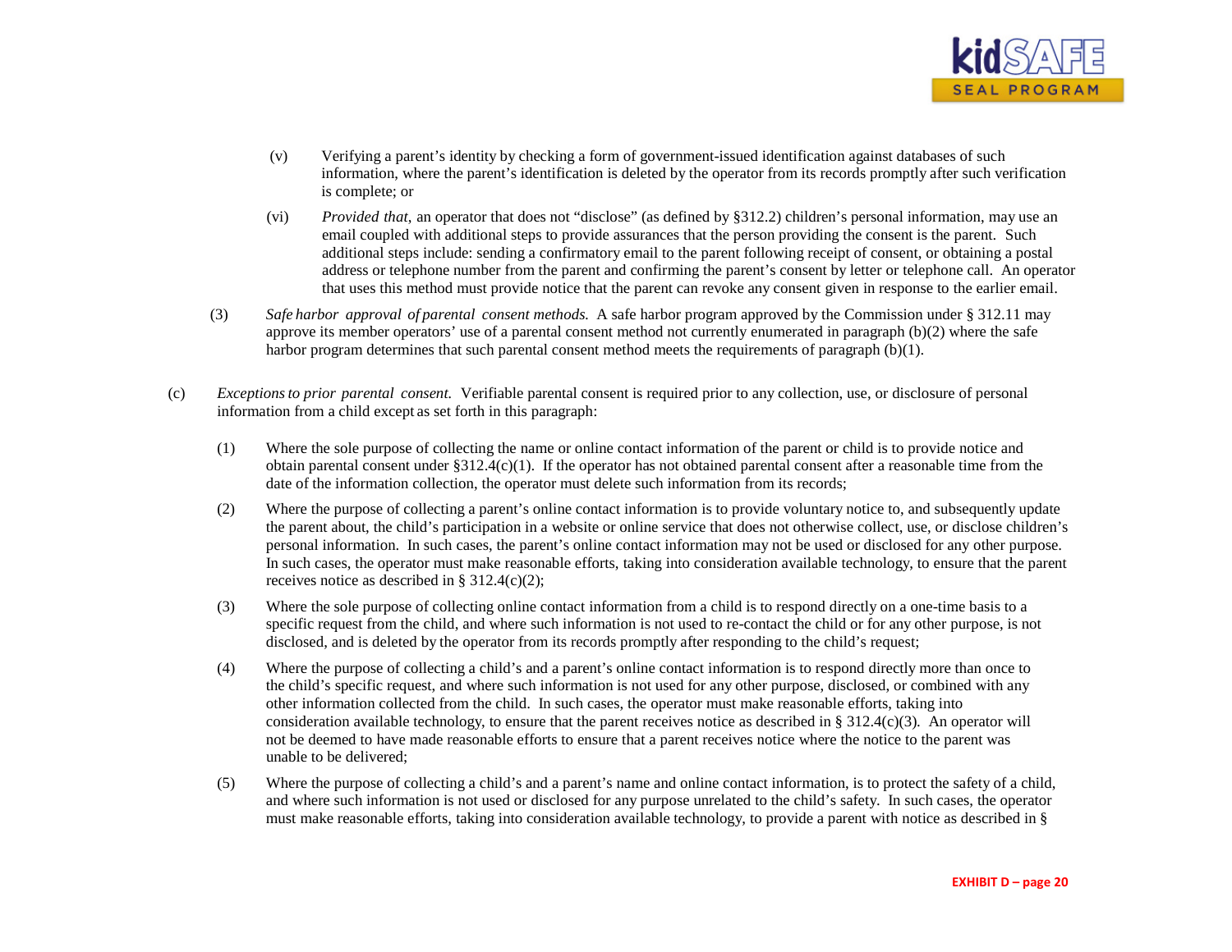(v) Verifying a parent's identity by checking a form of government-issued identification against databases of such information, where the parent's identification is deleted by the operator from its records promptly after such verification is complete; or

(vi) *Provided that*, an operator that does not "disclose" (as defined by §312.2) children's personal information, may use an email coupled with additional steps to provide assurances that the person providing the consent is the parent. Such additional steps include: sending a confirmatory email to the parent following receipt of consent, or obtaining a postal address or telephone number from the parent and confirming the parent's consent by letter or telephone call. An operator that uses this method must provide notice that the parent can revoke any consent given in response to the earlier email.

(3) *Safe harbor approval of parental consent methods.* A safe harbor program approved by the Commission under § 312.11 may approve its member operators' use of a parental consent method not currently enumerated in paragraph (b)(2) where the safe harbor program determines that such parental consent method meets the requirements of paragraph (b)(1).

(c) *Exceptions to prior parental consent.* Verifiable parental consent is required prior to any collection, use, or disclosure of personal information from a child except as set forth in this paragraph:

(1) Where the sole purpose of collecting the name or online contact information of the parent or child is to provide notice and obtain parental consent under §312.4(c)(1). If the operator has not obtained parental consent after a reasonable time from the date of the information collection, the operator must delete such information from its records;

(2) Where the purpose of collecting a parent's online contact information is to provide voluntary notice to, and subsequently update the parent about, the child's participation in a website or online service that does not otherwise collect, use, or disclose children's personal information. In such cases, the parent's online contact information may not be used or disclosed for any other purpose. In such cases, the operator must make reasonable efforts, taking into consideration available technology, to ensure that the parent receives notice as described in § 312.4(c)(2);

(3) Where the sole purpose of collecting online contact information from a child is to respond directly on a one-time basis to a specific request from the child, and where such information is not used to re-contact the child or for any other purpose, is not disclosed, and is deleted by the operator from its records promptly after responding to the child's request;

(4) Where the purpose of collecting a child's and a parent's online contact information is to respond directly more than once to the child's specific request, and where such information is not used for any other purpose, disclosed, or combined with any other information collected from the child. In such cases, the operator must make reasonable efforts, taking into consideration available technology, to ensure that the parent receives notice as described in § 312.4(c)(3). An operator will not be deemed to have made reasonable efforts to ensure that a parent receives notice where the notice to the parent was unable to be delivered;

(5) Where the purpose of collecting a child's and a parent's name and online contact information, is to protect the safety of a child, and where such information is not used or disclosed for any purpose unrelated to the child's safety. In such cases, the operator must make reasonable efforts, taking into consideration available technology, to provide a parent with notice as described in §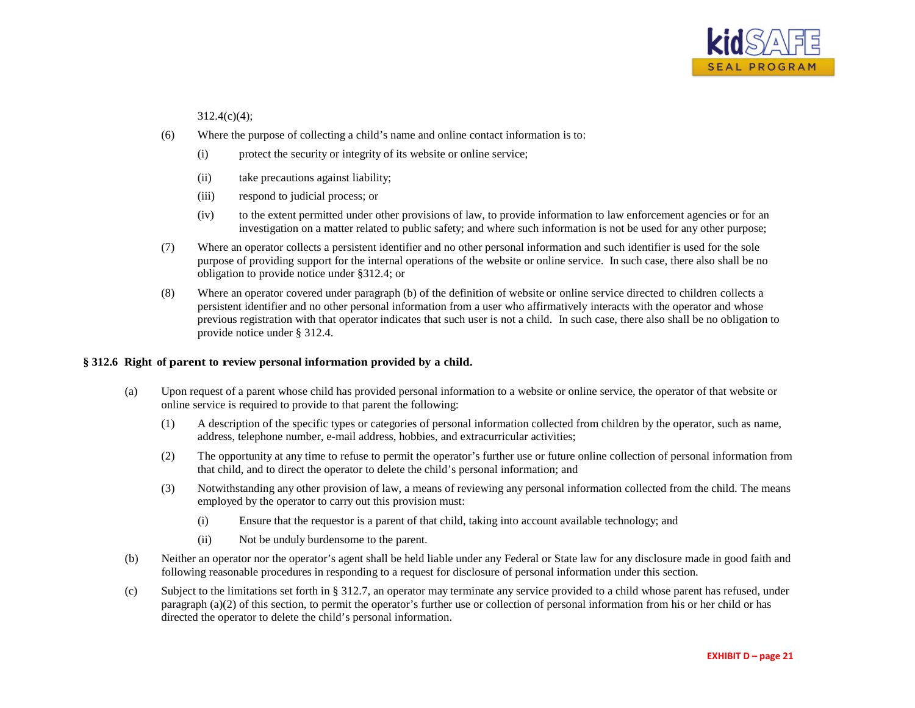312.4(c)(4);

(6) Where the purpose of collecting a child's name and online contact information is to:

  (i) protect the security or integrity of its website or online service;

  (ii) take precautions against liability;

  (iii) respond to judicial process; or

  (iv) to the extent permitted under other provisions of law, to provide information to law enforcement agencies or for an investigation on a matter related to public safety; and where such information is not be used for any other purpose;

(7) Where an operator collects a persistent identifier and no other personal information and such identifier is used for the sole purpose of providing support for the internal operations of the website or online service. In such case, there also shall be no obligation to provide notice under §312.4; or

(8) Where an operator covered under paragraph (b) of the definition of website or online service directed to children collects a persistent identifier and no other personal information from a user who affirmatively interacts with the operator and whose previous registration with that operator indicates that such user is not a child. In such case, there also shall be no obligation to provide notice under § 312.4.

**§ 312.6 Right of parent to review personal information provided by a child.**

(a) Upon request of a parent whose child has provided personal information to a website or online service, the operator of that website or online service is required to provide to that parent the following:

  (1) A description of the specific types or categories of personal information collected from children by the operator, such as name, address, telephone number, e-mail address, hobbies, and extracurricular activities;

  (2) The opportunity at any time to refuse to permit the operator's further use or future online collection of personal information from that child, and to direct the operator to delete the child's personal information; and

  (3) Notwithstanding any other provision of law, a means of reviewing any personal information collected from the child. The means employed by the operator to carry out this provision must:

    (i) Ensure that the requestor is a parent of that child, taking into account available technology; and

    (ii) Not be unduly burdensome to the parent.

(b) Neither an operator nor the operator's agent shall be held liable under any Federal or State law for any disclosure made in good faith and following reasonable procedures in responding to a request for disclosure of personal information under this section.

(c) Subject to the limitations set forth in § 312.7, an operator may terminate any service provided to a child whose parent has refused, under paragraph (a)(2) of this section, to permit the operator's further use or collection of personal information from his or her child or has directed the operator to delete the child's personal information.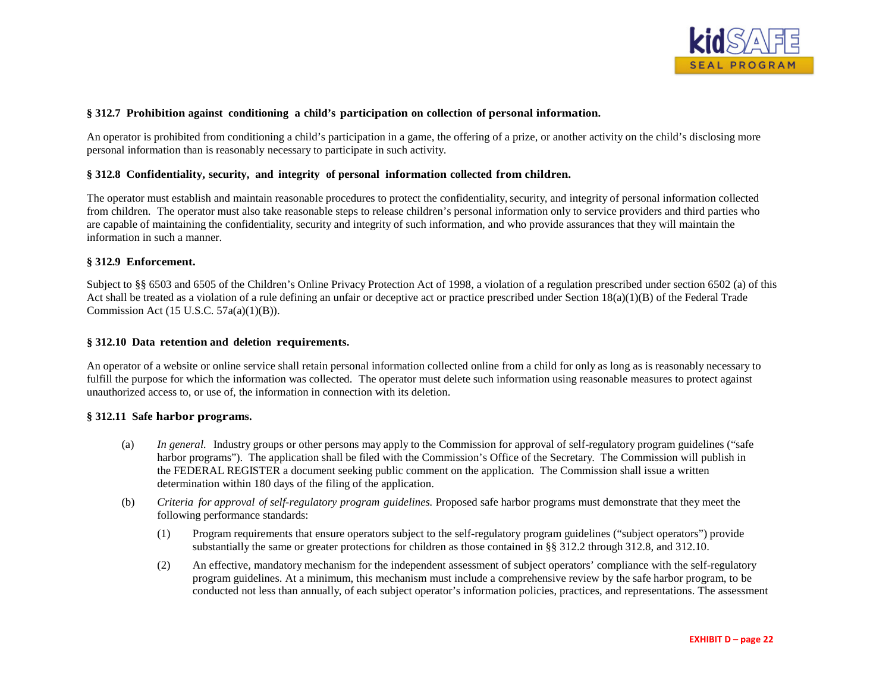**§ 312.7 Prohibition against conditioning a child's participation on collection of personal information.**

An operator is prohibited from conditioning a child's participation in a game, the offering of a prize, or another activity on the child's disclosing more personal information than is reasonably necessary to participate in such activity.

**§ 312.8 Confidentiality, security, and integrity of personal information collected from children.**

The operator must establish and maintain reasonable procedures to protect the confidentiality, security, and integrity of personal information collected from children. The operator must also take reasonable steps to release children's personal information only to service providers and third parties who are capable of maintaining the confidentiality, security and integrity of such information, and who provide assurances that they will maintain the information in such a manner.

**§ 312.9 Enforcement.**

Subject to §§ 6503 and 6505 of the Children's Online Privacy Protection Act of 1998, a violation of a regulation prescribed under section 6502 (a) of this Act shall be treated as a violation of a rule defining an unfair or deceptive act or practice prescribed under Section 18(a)(1)(B) of the Federal Trade Commission Act (15 U.S.C. 57a(a)(1)(B)).

**§ 312.10 Data retention and deletion requirements.**

An operator of a website or online service shall retain personal information collected online from a child for only as long as is reasonably necessary to fulfill the purpose for which the information was collected. The operator must delete such information using reasonable measures to protect against unauthorized access to, or use of, the information in connection with its deletion.

**§ 312.11 Safe harbor programs.**

(a) *In general.* Industry groups or other persons may apply to the Commission for approval of self-regulatory program guidelines ("safe harbor programs"). The application shall be filed with the Commission's Office of the Secretary. The Commission will publish in the FEDERAL REGISTER a document seeking public comment on the application. The Commission shall issue a written determination within 180 days of the filing of the application.

(b) *Criteria for approval of self-regulatory program guidelines.* Proposed safe harbor programs must demonstrate that they meet the following performance standards:

(1) Program requirements that ensure operators subject to the self-regulatory program guidelines ("subject operators") provide substantially the same or greater protections for children as those contained in §§ 312.2 through 312.8, and 312.10.

(2) An effective, mandatory mechanism for the independent assessment of subject operators' compliance with the self-regulatory program guidelines. At a minimum, this mechanism must include a comprehensive review by the safe harbor program, to be conducted not less than annually, of each subject operator's information policies, practices, and representations. The assessment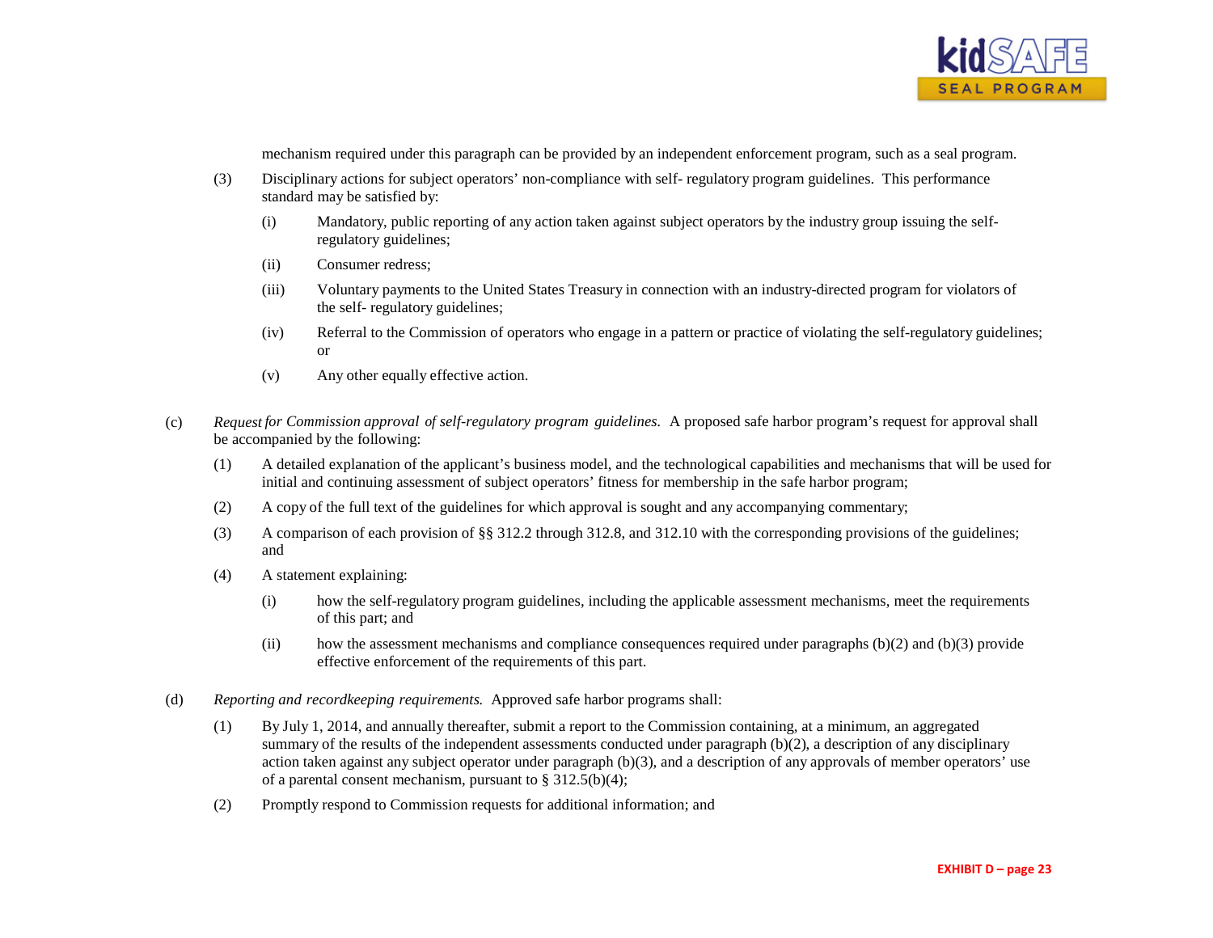mechanism required under this paragraph can be provided by an independent enforcement program, such as a seal program.

(3) Disciplinary actions for subject operators' non-compliance with self- regulatory program guidelines. This performance standard may be satisfied by:

   (i) Mandatory, public reporting of any action taken against subject operators by the industry group issuing the self-regulatory guidelines;

   (ii) Consumer redress;

   (iii) Voluntary payments to the United States Treasury in connection with an industry-directed program for violators of the self- regulatory guidelines;

   (iv) Referral to the Commission of operators who engage in a pattern or practice of violating the self-regulatory guidelines; or

   (v) Any other equally effective action.

(c) *Request for Commission approval of self-regulatory program guidelines.* A proposed safe harbor program's request for approval shall be accompanied by the following:

(1) A detailed explanation of the applicant's business model, and the technological capabilities and mechanisms that will be used for initial and continuing assessment of subject operators' fitness for membership in the safe harbor program;

(2) A copy of the full text of the guidelines for which approval is sought and any accompanying commentary;

(3) A comparison of each provision of §§ 312.2 through 312.8, and 312.10 with the corresponding provisions of the guidelines; and

(4) A statement explaining:

   (i) how the self-regulatory program guidelines, including the applicable assessment mechanisms, meet the requirements of this part; and

   (ii) how the assessment mechanisms and compliance consequences required under paragraphs (b)(2) and (b)(3) provide effective enforcement of the requirements of this part.

(d) *Reporting and recordkeeping requirements.* Approved safe harbor programs shall:

(1) By July 1, 2014, and annually thereafter, submit a report to the Commission containing, at a minimum, an aggregated summary of the results of the independent assessments conducted under paragraph (b)(2), a description of any disciplinary action taken against any subject operator under paragraph (b)(3), and a description of any approvals of member operators' use of a parental consent mechanism, pursuant to § 312.5(b)(4);

(2) Promptly respond to Commission requests for additional information; and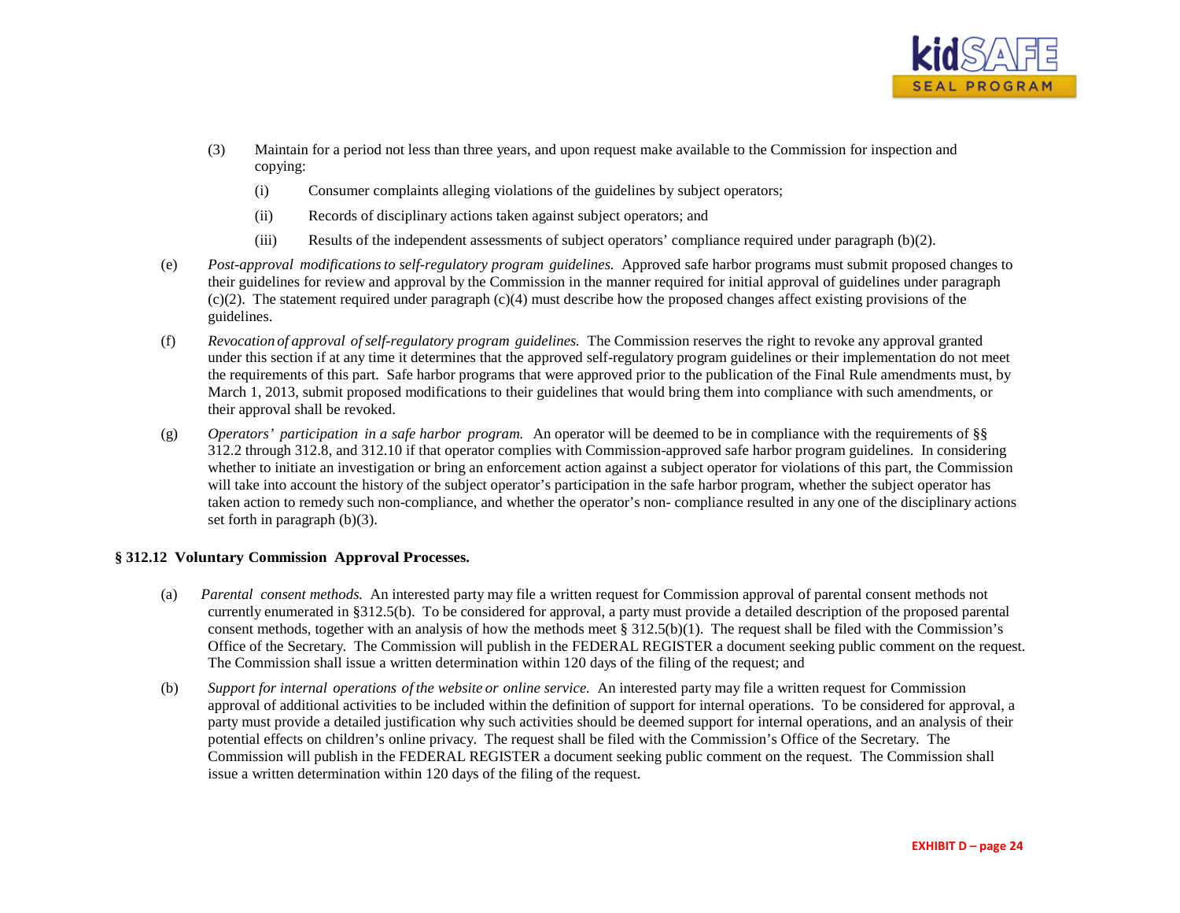(3) Maintain for a period not less than three years, and upon request make available to the Commission for inspection and copying:

(i) Consumer complaints alleging violations of the guidelines by subject operators;

(ii) Records of disciplinary actions taken against subject operators; and

(iii) Results of the independent assessments of subject operators' compliance required under paragraph (b)(2).

(e) *Post-approval modifications to self-regulatory program guidelines.* Approved safe harbor programs must submit proposed changes to their guidelines for review and approval by the Commission in the manner required for initial approval of guidelines under paragraph (c)(2). The statement required under paragraph (c)(4) must describe how the proposed changes affect existing provisions of the guidelines.

(f) *Revocation of approval of self-regulatory program guidelines.* The Commission reserves the right to revoke any approval granted under this section if at any time it determines that the approved self-regulatory program guidelines or their implementation do not meet the requirements of this part. Safe harbor programs that were approved prior to the publication of the Final Rule amendments must, by March 1, 2013, submit proposed modifications to their guidelines that would bring them into compliance with such amendments, or their approval shall be revoked.

(g) *Operators' participation in a safe harbor program.* An operator will be deemed to be in compliance with the requirements of §§ 312.2 through 312.8, and 312.10 if that operator complies with Commission-approved safe harbor program guidelines. In considering whether to initiate an investigation or bring an enforcement action against a subject operator for violations of this part, the Commission will take into account the history of the subject operator's participation in the safe harbor program, whether the subject operator has taken action to remedy such non-compliance, and whether the operator's non- compliance resulted in any one of the disciplinary actions set forth in paragraph (b)(3).

**§ 312.12 Voluntary Commission Approval Processes.**

(a) *Parental consent methods.* An interested party may file a written request for Commission approval of parental consent methods not currently enumerated in §312.5(b). To be considered for approval, a party must provide a detailed description of the proposed parental consent methods, together with an analysis of how the methods meet § 312.5(b)(1). The request shall be filed with the Commission's Office of the Secretary. The Commission will publish in the FEDERAL REGISTER a document seeking public comment on the request. The Commission shall issue a written determination within 120 days of the filing of the request; and

(b) *Support for internal operations of the website or online service.* An interested party may file a written request for Commission approval of additional activities to be included within the definition of support for internal operations. To be considered for approval, a party must provide a detailed justification why such activities should be deemed support for internal operations, and an analysis of their potential effects on children's online privacy. The request shall be filed with the Commission's Office of the Secretary. The Commission will publish in the FEDERAL REGISTER a document seeking public comment on the request. The Commission shall issue a written determination within 120 days of the filing of the request.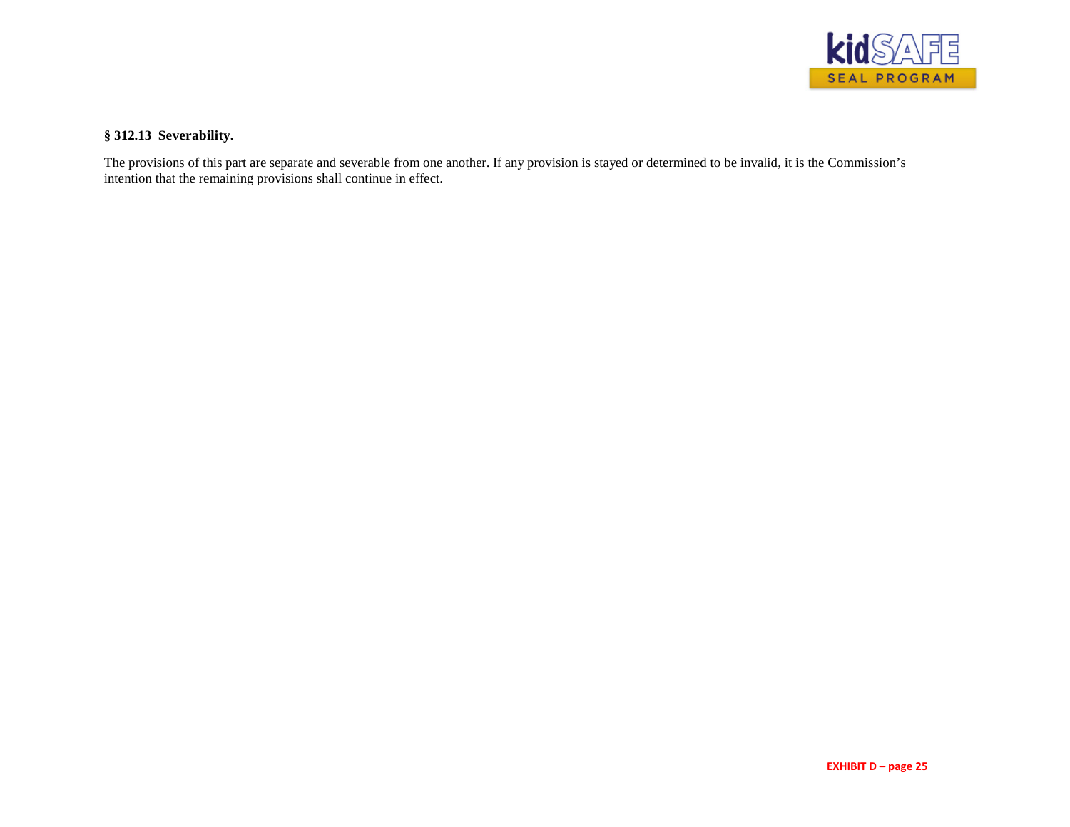**§ 312.13 Severability.**

The provisions of this part are separate and severable from one another. If any provision is stayed or determined to be invalid, it is the Commission's intention that the remaining provisions shall continue in effect.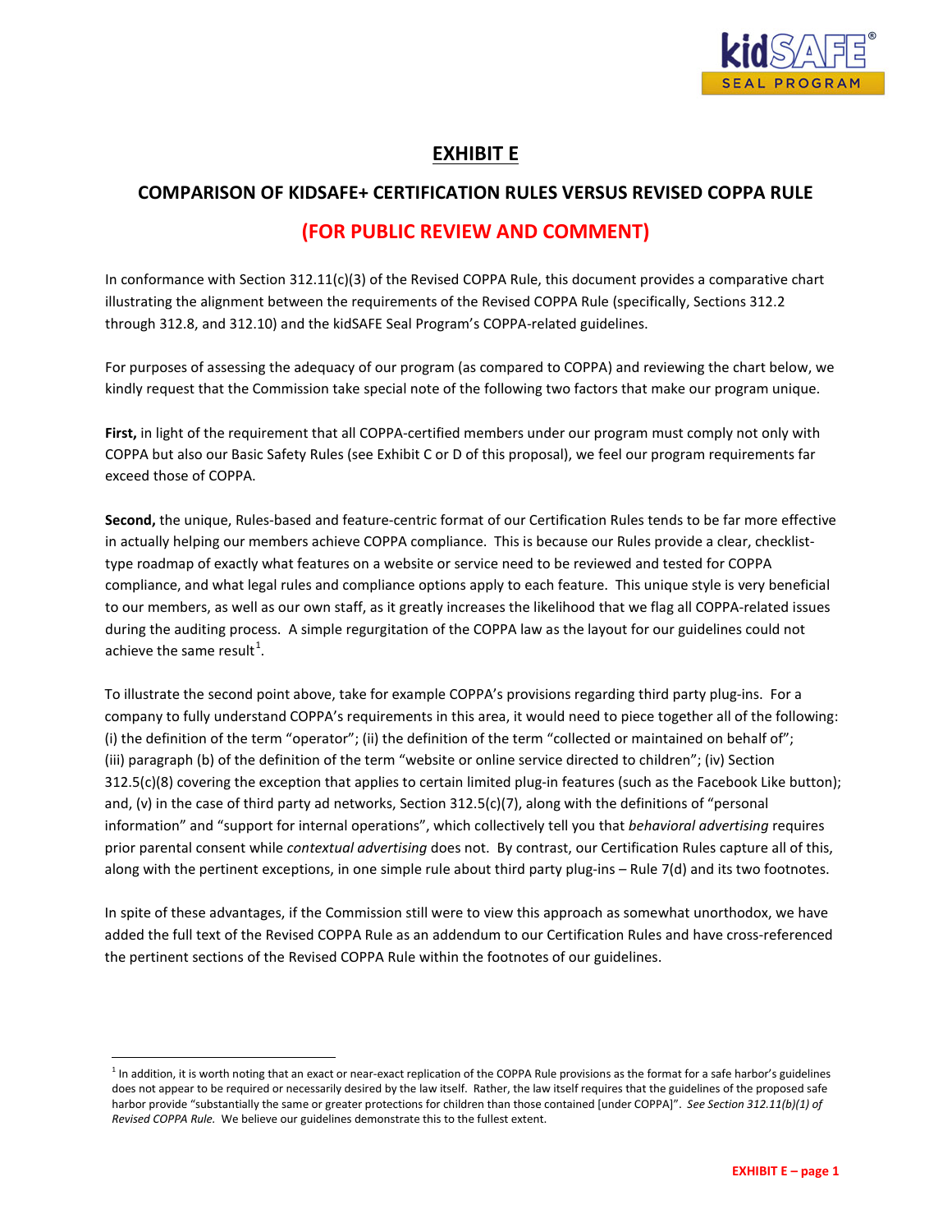# EXHIBIT E

## COMPARISON OF KIDSAFE+ CERTIFICATION RULES VERSUS REVISED COPPA RULE

## (FOR PUBLIC REVIEW AND COMMENT)

In conformance with Section 312.11(c)(3) of the Revised COPPA Rule, this document provides a comparative chart illustrating the alignment between the requirements of the Revised COPPA Rule (specifically, Sections 312.2 through 312.8, and 312.10) and the kidSAFE Seal Program's COPPA-related guidelines.

For purposes of assessing the adequacy of our program (as compared to COPPA) and reviewing the chart below, we kindly request that the Commission take special note of the following two factors that make our program unique.

**First,** in light of the requirement that all COPPA-certified members under our program must comply not only with COPPA but also our Basic Safety Rules (see Exhibit C or D of this proposal), we feel our program requirements far exceed those of COPPA.

**Second,** the unique, Rules-based and feature-centric format of our Certification Rules tends to be far more effective in actually helping our members achieve COPPA compliance. This is because our Rules provide a clear, checklist-type roadmap of exactly what features on a website or service need to be reviewed and tested for COPPA compliance, and what legal rules and compliance options apply to each feature. This unique style is very beneficial to our members, as well as our own staff, as it greatly increases the likelihood that we flag all COPPA-related issues during the auditing process. A simple regurgitation of the COPPA law as the layout for our guidelines could not achieve the same result[1].

To illustrate the second point above, take for example COPPA's provisions regarding third party plug-ins. For a company to fully understand COPPA's requirements in this area, it would need to piece together all of the following: (i) the definition of the term "operator"; (ii) the definition of the term "collected or maintained on behalf of"; (iii) paragraph (b) of the definition of the term "website or online service directed to children"; (iv) Section 312.5(c)(8) covering the exception that applies to certain limited plug-in features (such as the Facebook Like button); and, (v) in the case of third party ad networks, Section 312.5(c)(7), along with the definitions of "personal information" and "support for internal operations", which collectively tell you that *behavioral advertising* requires prior parental consent while *contextual advertising* does not. By contrast, our Certification Rules capture all of this, along with the pertinent exceptions, in one simple rule about third party plug-ins – Rule 7(d) and its two footnotes.

In spite of these advantages, if the Commission still were to view this approach as somewhat unorthodox, we have added the full text of the Revised COPPA Rule as an addendum to our Certification Rules and have cross-referenced the pertinent sections of the Revised COPPA Rule within the footnotes of our guidelines.

---

[1] In addition, it is worth noting that an exact or near-exact replication of the COPPA Rule provisions as the format for a safe harbor's guidelines does not appear to be required or necessarily desired by the law itself. Rather, the law itself requires that the guidelines of the proposed safe harbor provide "substantially the same or greater protections for children than those contained [under COPPA]". *See Section 312.11(b)(1) of Revised COPPA Rule.* We believe our guidelines demonstrate this to the fullest extent.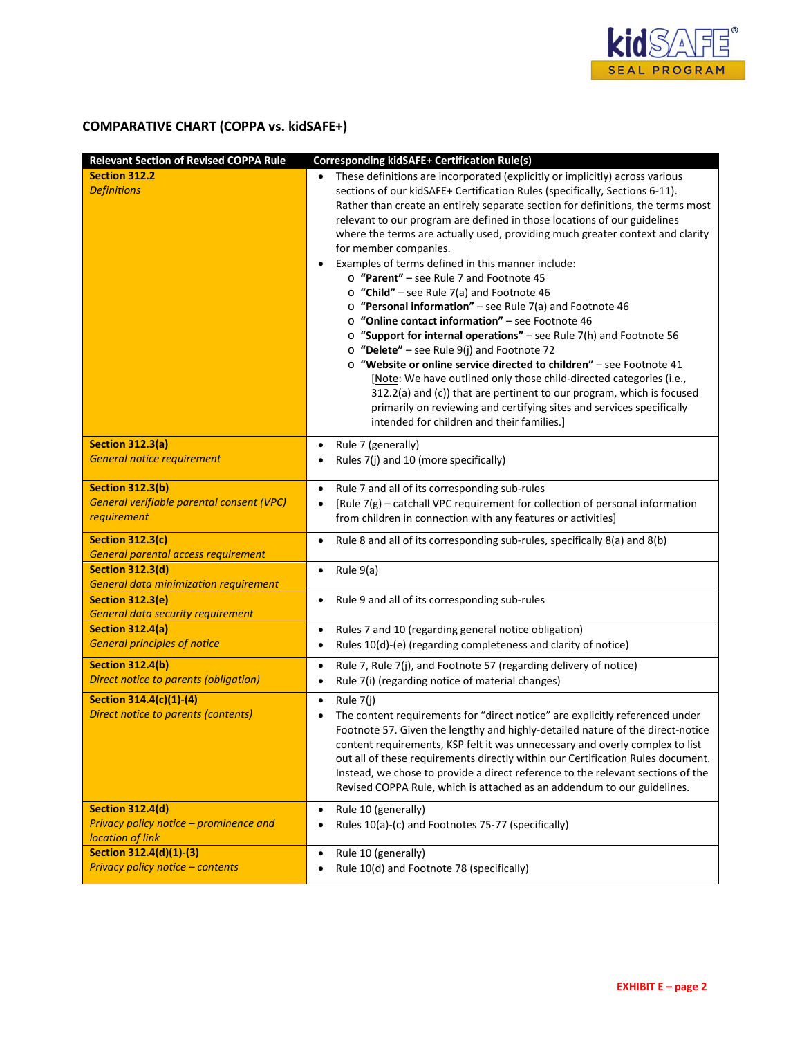## COMPARATIVE CHART (COPPA vs. kidSAFE+)

| Relevant Section of Revised COPPA Rule | Corresponding kidSAFE+ Certification Rule(s) |
|---|---|
| **Section 312.2**<br>*Definitions* | • These definitions are incorporated (explicitly or implicitly) across various sections of our kidSAFE+ Certification Rules (specifically, Sections 6-11). Rather than create an entirely separate section for definitions, the terms most relevant to our program are defined in those locations of our guidelines where the terms are actually used, providing much greater context and clarity for member companies.<br>• Examples of terms defined in this manner include:<br>  o **"Parent"** – see Rule 7 and Footnote 45<br>  o **"Child"** – see Rule 7(a) and Footnote 46<br>  o **"Personal information"** – see Rule 7(a) and Footnote 46<br>  o **"Online contact information"** – see Footnote 46<br>  o **"Support for internal operations"** – see Rule 7(h) and Footnote 56<br>  o **"Delete"** – see Rule 9(j) and Footnote 72<br>  o **"Website or online service directed to children"** – see Footnote 41<br>[Note: We have outlined only those child-directed categories (i.e., 312.2(a) and (c)) that are pertinent to our program, which is focused primarily on reviewing and certifying sites and services specifically intended for children and their families.] |
| **Section 312.3(a)**<br>*General notice requirement* | • Rule 7 (generally)<br>• Rules 7(j) and 10 (more specifically) |
| **Section 312.3(b)**<br>*General verifiable parental consent (VPC) requirement* | • Rule 7 and all of its corresponding sub-rules<br>• [Rule 7(g) – catchall VPC requirement for collection of personal information from children in connection with any features or activities] |
| **Section 312.3(c)**<br>*General parental access requirement* | • Rule 8 and all of its corresponding sub-rules, specifically 8(a) and 8(b) |
| **Section 312.3(d)**<br>*General data minimization requirement* | • Rule 9(a) |
| **Section 312.3(e)**<br>*General data security requirement* | • Rule 9 and all of its corresponding sub-rules |
| **Section 312.4(a)**<br>*General principles of notice* | • Rules 7 and 10 (regarding general notice obligation)<br>• Rules 10(d)-(e) (regarding completeness and clarity of notice) |
| **Section 312.4(b)**<br>*Direct notice to parents (obligation)* | • Rule 7, Rule 7(j), and Footnote 57 (regarding delivery of notice)<br>• Rule 7(i) (regarding notice of material changes) |
| **Section 314.4(c)(1)-(4)**<br>*Direct notice to parents (contents)* | • Rule 7(j)<br>• The content requirements for "direct notice" are explicitly referenced under Footnote 57. Given the lengthy and highly-detailed nature of the direct-notice content requirements, KSP felt it was unnecessary and overly complex to list out all of these requirements directly within our Certification Rules document. Instead, we chose to provide a direct reference to the relevant sections of the Revised COPPA Rule, which is attached as an addendum to our guidelines. |
| **Section 312.4(d)**<br>*Privacy policy notice – prominence and location of link* | • Rule 10 (generally)<br>• Rules 10(a)-(c) and Footnotes 75-77 (specifically) |
| **Section 312.4(d)(1)-(3)**<br>*Privacy policy notice – contents* | • Rule 10 (generally)<br>• Rule 10(d) and Footnote 78 (specifically) |

**EXHIBIT E – page 2**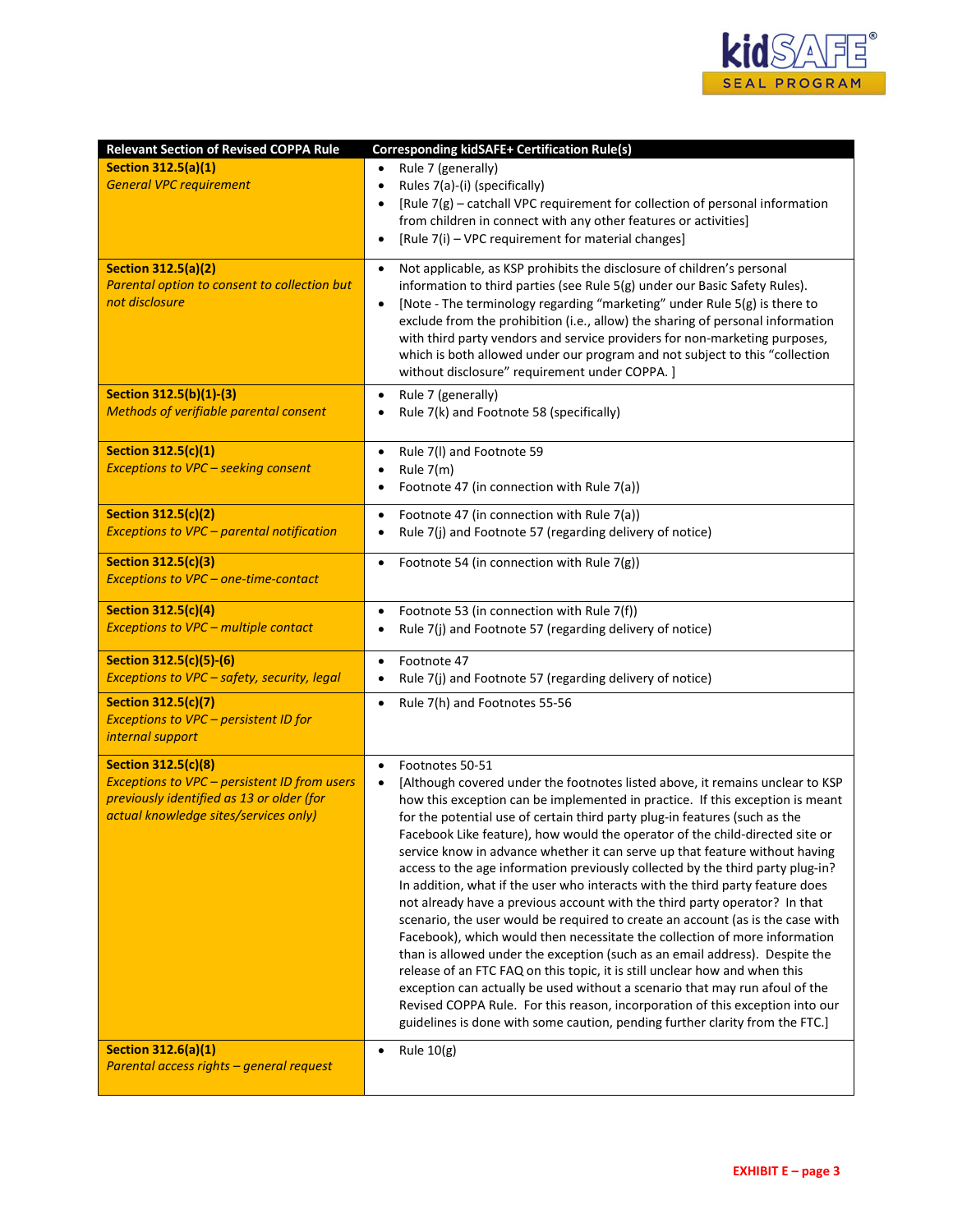| Relevant Section of Revised COPPA Rule | Corresponding kidSAFE+ Certification Rule(s) |
|---|---|
| **Section 312.5(a)(1)**<br>*General VPC requirement* | • Rule 7 (generally)<br>• Rules 7(a)-(i) (specifically)<br>• [Rule 7(g) – catchall VPC requirement for collection of personal information from children in connect with any other features or activities]<br>• [Rule 7(i) – VPC requirement for material changes] |
| **Section 312.5(a)(2)**<br>*Parental option to consent to collection but not disclosure* | • Not applicable, as KSP prohibits the disclosure of children's personal information to third parties (see Rule 5(g) under our Basic Safety Rules).<br>• [Note - The terminology regarding "marketing" under Rule 5(g) is there to exclude from the prohibition (i.e., allow) the sharing of personal information with third party vendors and service providers for non-marketing purposes, which is both allowed under our program and not subject to this "collection without disclosure" requirement under COPPA. ] |
| **Section 312.5(b)(1)-(3)**<br>*Methods of verifiable parental consent* | • Rule 7 (generally)<br>• Rule 7(k) and Footnote 58 (specifically) |
| **Section 312.5(c)(1)**<br>*Exceptions to VPC – seeking consent* | • Rule 7(l) and Footnote 59<br>• Rule 7(m)<br>• Footnote 47 (in connection with Rule 7(a)) |
| **Section 312.5(c)(2)**<br>*Exceptions to VPC – parental notification* | • Footnote 47 (in connection with Rule 7(a))<br>• Rule 7(j) and Footnote 57 (regarding delivery of notice) |
| **Section 312.5(c)(3)**<br>*Exceptions to VPC – one-time-contact* | • Footnote 54 (in connection with Rule 7(g)) |
| **Section 312.5(c)(4)**<br>*Exceptions to VPC – multiple contact* | • Footnote 53 (in connection with Rule 7(f))<br>• Rule 7(j) and Footnote 57 (regarding delivery of notice) |
| **Section 312.5(c)(5)-(6)**<br>*Exceptions to VPC – safety, security, legal* | • Footnote 47<br>• Rule 7(j) and Footnote 57 (regarding delivery of notice) |
| **Section 312.5(c)(7)**<br>*Exceptions to VPC – persistent ID for internal support* | • Rule 7(h) and Footnotes 55-56 |
| **Section 312.5(c)(8)**<br>*Exceptions to VPC – persistent ID from users previously identified as 13 or older (for actual knowledge sites/services only)* | • Footnotes 50-51<br>• [Although covered under the footnotes listed above, it remains unclear to KSP how this exception can be implemented in practice. If this exception is meant for the potential use of certain third party plug-in features (such as the Facebook Like feature), how would the operator of the child-directed site or service know in advance whether it can serve up that feature without having access to the age information previously collected by the third party plug-in? In addition, what if the user who interacts with the third party feature does not already have a previous account with the third party operator? In that scenario, the user would be required to create an account (as is the case with Facebook), which would then necessitate the collection of more information than is allowed under the exception (such as an email address). Despite the release of an FTC FAQ on this topic, it is still unclear how and when this exception can actually be used without a scenario that may run afoul of the Revised COPPA Rule. For this reason, incorporation of this exception into our guidelines is done with some caution, pending further clarity from the FTC.] |
| **Section 312.6(a)(1)**<br>*Parental access rights – general request* | • Rule 10(g) |

**EXHIBIT E – page 3**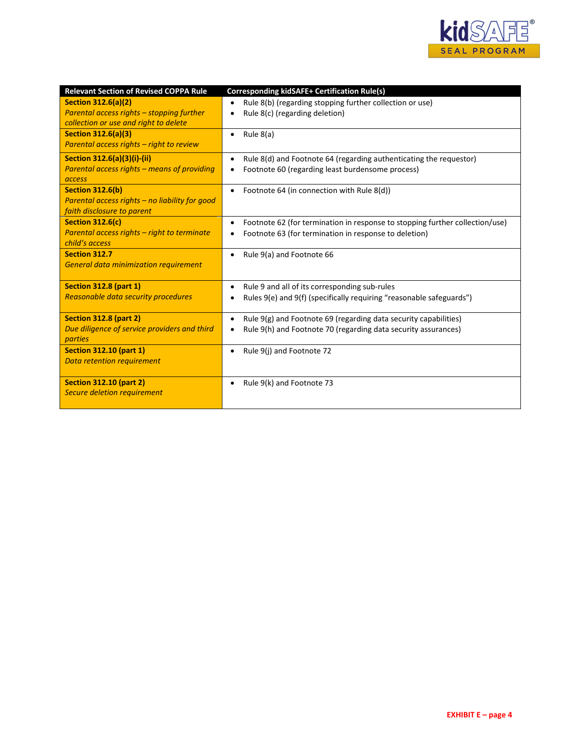| Relevant Section of Revised COPPA Rule | Corresponding kidSAFE+ Certification Rule(s) |
|---|---|
| **Section 312.6(a)(2)**<br>*Parental access rights – stopping further collection or use and right to delete* | • Rule 8(b) (regarding stopping further collection or use)<br>• Rule 8(c) (regarding deletion) |
| **Section 312.6(a)(3)**<br>*Parental access rights – right to review* | • Rule 8(a) |
| **Section 312.6(a)(3)(i)-(ii)**<br>*Parental access rights – means of providing access* | • Rule 8(d) and Footnote 64 (regarding authenticating the requestor)<br>• Footnote 60 (regarding least burdensome process) |
| **Section 312.6(b)**<br>*Parental access rights – no liability for good faith disclosure to parent* | • Footnote 64 (in connection with Rule 8(d)) |
| **Section 312.6(c)**<br>*Parental access rights – right to terminate child's access* | • Footnote 62 (for termination in response to stopping further collection/use)<br>• Footnote 63 (for termination in response to deletion) |
| **Section 312.7**<br>*General data minimization requirement* | • Rule 9(a) and Footnote 66 |
| **Section 312.8 (part 1)**<br>*Reasonable data security procedures* | • Rule 9 and all of its corresponding sub-rules<br>• Rules 9(e) and 9(f) (specifically requiring "reasonable safeguards") |
| **Section 312.8 (part 2)**<br>*Due diligence of service providers and third parties* | • Rule 9(g) and Footnote 69 (regarding data security capabilities)<br>• Rule 9(h) and Footnote 70 (regarding data security assurances) |
| **Section 312.10 (part 1)**<br>*Data retention requirement* | • Rule 9(j) and Footnote 72 |
| **Section 312.10 (part 2)**<br>*Secure deletion requirement* | • Rule 9(k) and Footnote 73 |

**EXHIBIT E – page 4**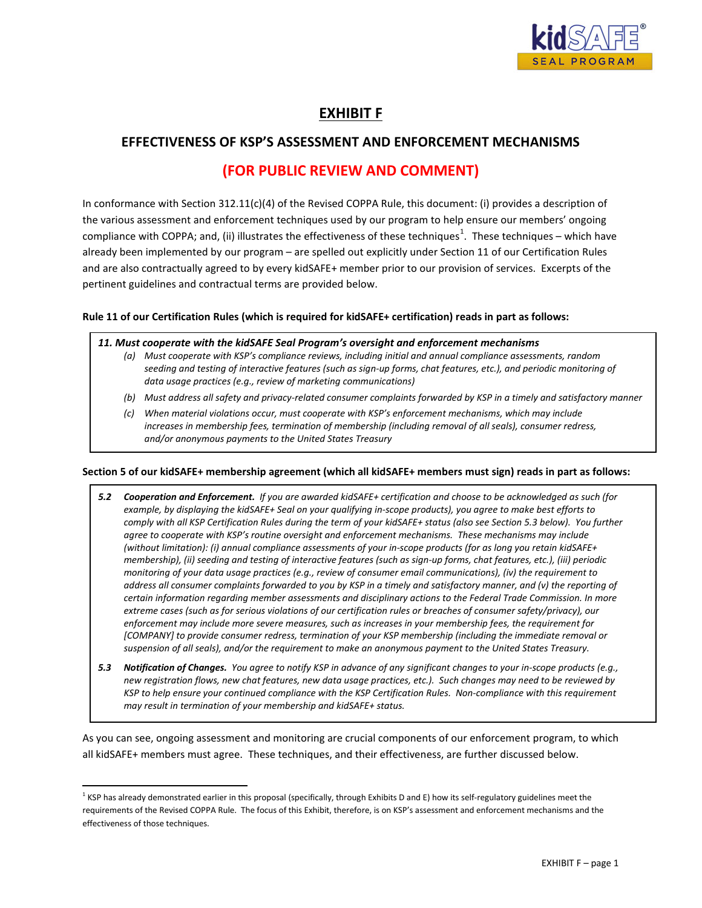# EXHIBIT F

## EFFECTIVENESS OF KSP'S ASSESSMENT AND ENFORCEMENT MECHANISMS

## (FOR PUBLIC REVIEW AND COMMENT)

In conformance with Section 312.11(c)(4) of the Revised COPPA Rule, this document: (i) provides a description of the various assessment and enforcement techniques used by our program to help ensure our members' ongoing compliance with COPPA; and, (ii) illustrates the effectiveness of these techniques[1]. These techniques – which have already been implemented by our program – are spelled out explicitly under Section 11 of our Certification Rules and are also contractually agreed to by every kidSAFE+ member prior to our provision of services. Excerpts of the pertinent guidelines and contractual terms are provided below.

**Rule 11 of our Certification Rules (which is required for kidSAFE+ certification) reads in part as follows:**

> ***11. Must cooperate with the kidSAFE Seal Program's oversight and enforcement mechanisms***
>
> *(a) Must cooperate with KSP's compliance reviews, including initial and annual compliance assessments, random seeding and testing of interactive features (such as sign-up forms, chat features, etc.), and periodic monitoring of data usage practices (e.g., review of marketing communications)*
>
> *(b) Must address all safety and privacy-related consumer complaints forwarded by KSP in a timely and satisfactory manner*
>
> *(c) When material violations occur, must cooperate with KSP's enforcement mechanisms, which may include increases in membership fees, termination of membership (including removal of all seals), consumer redress, and/or anonymous payments to the United States Treasury*

**Section 5 of our kidSAFE+ membership agreement (which all kidSAFE+ members must sign) reads in part as follows:**

> ***5.2 Cooperation and Enforcement.*** *If you are awarded kidSAFE+ certification and choose to be acknowledged as such (for example, by displaying the kidSAFE+ Seal on your qualifying in-scope products), you agree to make best efforts to comply with all KSP Certification Rules during the term of your kidSAFE+ status (also see Section 5.3 below). You further agree to cooperate with KSP's routine oversight and enforcement mechanisms. These mechanisms may include (without limitation): (i) annual compliance assessments of your in-scope products (for as long you retain kidSAFE+ membership), (ii) seeding and testing of interactive features (such as sign-up forms, chat features, etc.), (iii) periodic monitoring of your data usage practices (e.g., review of consumer email communications), (iv) the requirement to address all consumer complaints forwarded to you by KSP in a timely and satisfactory manner, and (v) the reporting of certain information regarding member assessments and disciplinary actions to the Federal Trade Commission. In more extreme cases (such as for serious violations of our certification rules or breaches of consumer safety/privacy), our enforcement may include more severe measures, such as increases in your membership fees, the requirement for [COMPANY] to provide consumer redress, termination of your KSP membership (including the immediate removal or suspension of all seals), and/or the requirement to make an anonymous payment to the United States Treasury.*
>
> ***5.3 Notification of Changes.*** *You agree to notify KSP in advance of any significant changes to your in-scope products (e.g., new registration flows, new chat features, new data usage practices, etc.). Such changes may need to be reviewed by KSP to help ensure your continued compliance with the KSP Certification Rules. Non-compliance with this requirement may result in termination of your membership and kidSAFE+ status.*

As you can see, ongoing assessment and monitoring are crucial components of our enforcement program, to which all kidSAFE+ members must agree. These techniques, and their effectiveness, are further discussed below.

---

[1] KSP has already demonstrated earlier in this proposal (specifically, through Exhibits D and E) how its self-regulatory guidelines meet the requirements of the Revised COPPA Rule. The focus of this Exhibit, therefore, is on KSP's assessment and enforcement mechanisms and the effectiveness of those techniques.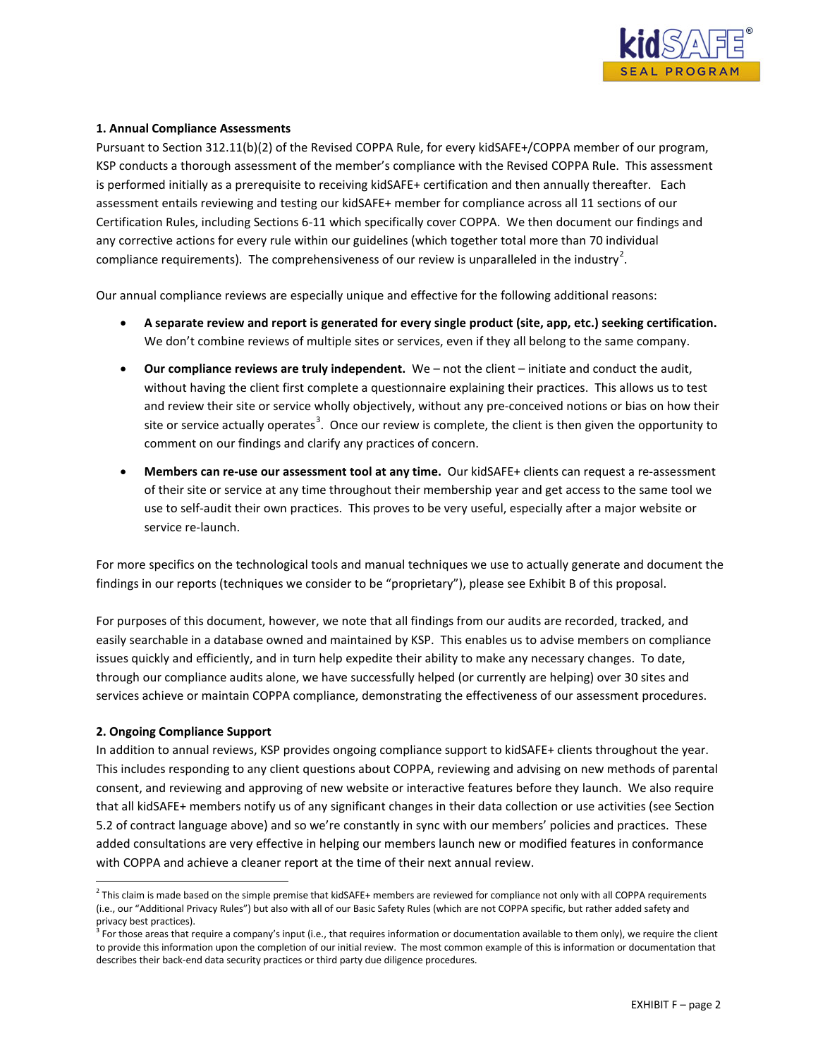**1. Annual Compliance Assessments**

Pursuant to Section 312.11(b)(2) of the Revised COPPA Rule, for every kidSAFE+/COPPA member of our program, KSP conducts a thorough assessment of the member's compliance with the Revised COPPA Rule. This assessment is performed initially as a prerequisite to receiving kidSAFE+ certification and then annually thereafter. Each assessment entails reviewing and testing our kidSAFE+ member for compliance across all 11 sections of our Certification Rules, including Sections 6-11 which specifically cover COPPA. We then document our findings and any corrective actions for every rule within our guidelines (which together total more than 70 individual compliance requirements). The comprehensiveness of our review is unparalleled in the industry[2].

Our annual compliance reviews are especially unique and effective for the following additional reasons:

- **A separate review and report is generated for every single product (site, app, etc.) seeking certification.** We don't combine reviews of multiple sites or services, even if they all belong to the same company.
- **Our compliance reviews are truly independent.** We – not the client – initiate and conduct the audit, without having the client first complete a questionnaire explaining their practices. This allows us to test and review their site or service wholly objectively, without any pre-conceived notions or bias on how their site or service actually operates[3]. Once our review is complete, the client is then given the opportunity to comment on our findings and clarify any practices of concern.
- **Members can re-use our assessment tool at any time.** Our kidSAFE+ clients can request a re-assessment of their site or service at any time throughout their membership year and get access to the same tool we use to self-audit their own practices. This proves to be very useful, especially after a major website or service re-launch.

For more specifics on the technological tools and manual techniques we use to actually generate and document the findings in our reports (techniques we consider to be "proprietary"), please see Exhibit B of this proposal.

For purposes of this document, however, we note that all findings from our audits are recorded, tracked, and easily searchable in a database owned and maintained by KSP. This enables us to advise members on compliance issues quickly and efficiently, and in turn help expedite their ability to make any necessary changes. To date, through our compliance audits alone, we have successfully helped (or currently are helping) over 30 sites and services achieve or maintain COPPA compliance, demonstrating the effectiveness of our assessment procedures.

**2. Ongoing Compliance Support**

In addition to annual reviews, KSP provides ongoing compliance support to kidSAFE+ clients throughout the year. This includes responding to any client questions about COPPA, reviewing and advising on new methods of parental consent, and reviewing and approving of new website or interactive features before they launch. We also require that all kidSAFE+ members notify us of any significant changes in their data collection or use activities (see Section 5.2 of contract language above) and so we're constantly in sync with our members' policies and practices. These added consultations are very effective in helping our members launch new or modified features in conformance with COPPA and achieve a cleaner report at the time of their next annual review.

---

[2] This claim is made based on the simple premise that kidSAFE+ members are reviewed for compliance not only with all COPPA requirements (i.e., our "Additional Privacy Rules") but also with all of our Basic Safety Rules (which are not COPPA specific, but rather added safety and privacy best practices).

[3] For those areas that require a company's input (i.e., that requires information or documentation available to them only), we require the client to provide this information upon the completion of our initial review. The most common example of this is information or documentation that describes their back-end data security practices or third party due diligence procedures.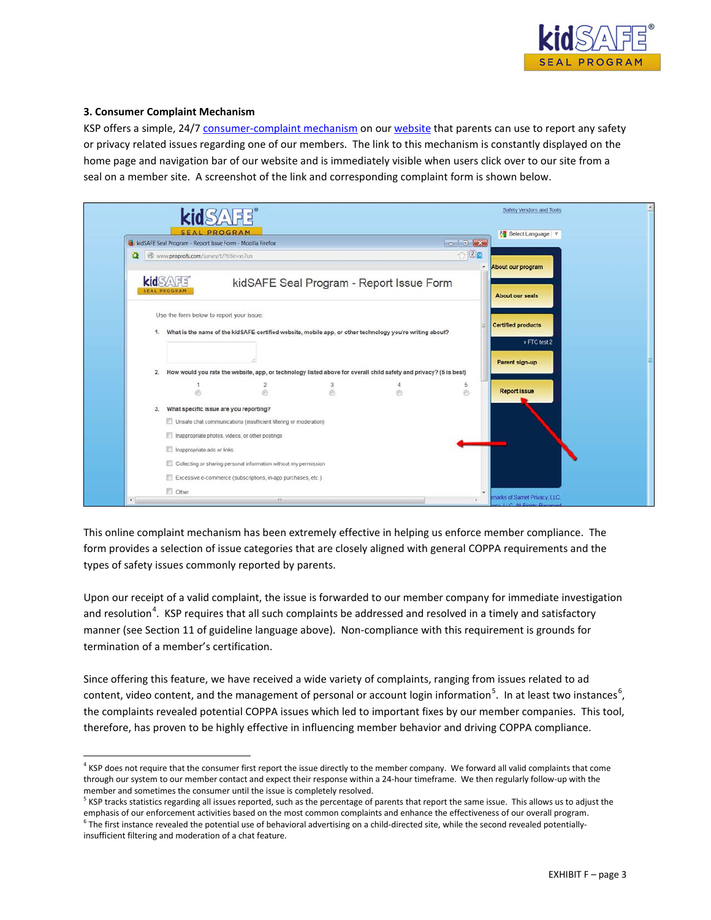### 3. Consumer Complaint Mechanism

KSP offers a simple, 24/7 consumer-complaint mechanism on our website that parents can use to report any safety or privacy related issues regarding one of our members. The link to this mechanism is constantly displayed on the home page and navigation bar of our website and is immediately visible when users click over to our site from a seal on a member site. A screenshot of the link and corresponding complaint form is shown below.

This online complaint mechanism has been extremely effective in helping us enforce member compliance. The form provides a selection of issue categories that are closely aligned with general COPPA requirements and the types of safety issues commonly reported by parents.

Upon our receipt of a valid complaint, the issue is forwarded to our member company for immediate investigation and resolution[4]. KSP requires that all such complaints be addressed and resolved in a timely and satisfactory manner (see Section 11 of guideline language above). Non-compliance with this requirement is grounds for termination of a member's certification.

Since offering this feature, we have received a wide variety of complaints, ranging from issues related to ad content, video content, and the management of personal or account login information[5]. In at least two instances[6], the complaints revealed potential COPPA issues which led to important fixes by our member companies. This tool, therefore, has proven to be highly effective in influencing member behavior and driving COPPA compliance.

---

[4] KSP does not require that the consumer first report the issue directly to the member company. We forward all valid complaints that come through our system to our member contact and expect their response within a 24-hour timeframe. We then regularly follow-up with the member and sometimes the consumer until the issue is completely resolved.

[5] KSP tracks statistics regarding all issues reported, such as the percentage of parents that report the same issue. This allows us to adjust the emphasis of our enforcement activities based on the most common complaints and enhance the effectiveness of our overall program.

[6] The first instance revealed the potential use of behavioral advertising on a child-directed site, while the second revealed potentially-insufficient filtering and moderation of a chat feature.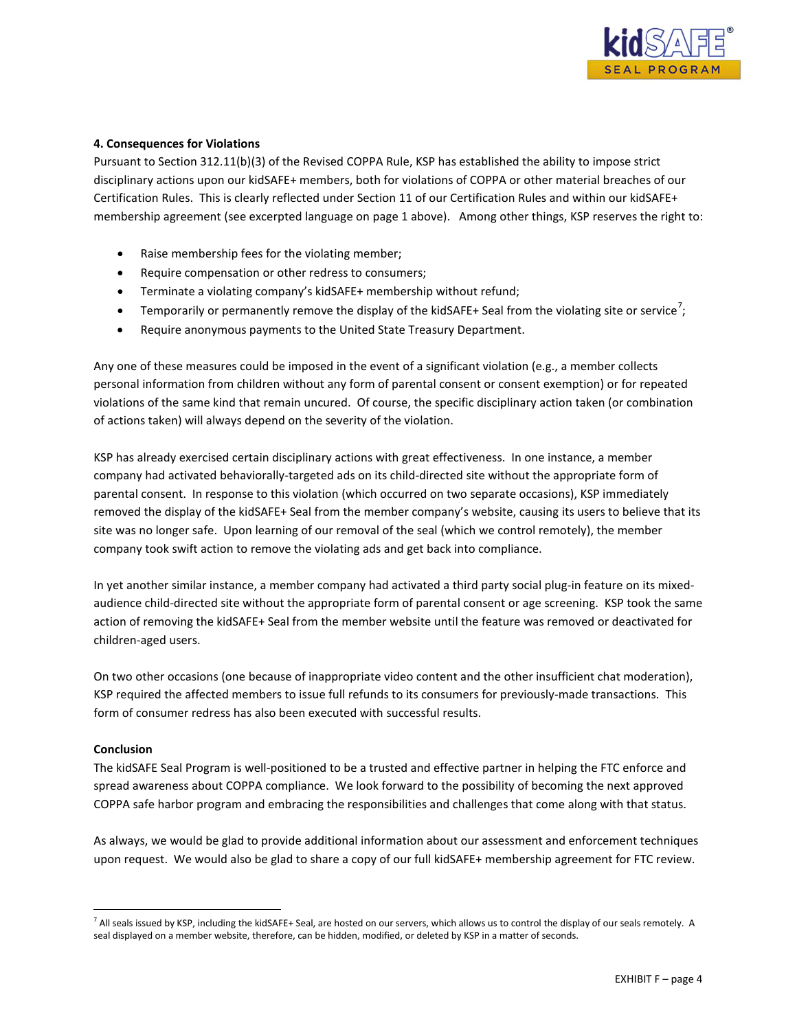### 4. Consequences for Violations

Pursuant to Section 312.11(b)(3) of the Revised COPPA Rule, KSP has established the ability to impose strict disciplinary actions upon our kidSAFE+ members, both for violations of COPPA or other material breaches of our Certification Rules. This is clearly reflected under Section 11 of our Certification Rules and within our kidSAFE+ membership agreement (see excerpted language on page 1 above). Among other things, KSP reserves the right to:

- Raise membership fees for the violating member;
- Require compensation or other redress to consumers;
- Terminate a violating company's kidSAFE+ membership without refund;
- Temporarily or permanently remove the display of the kidSAFE+ Seal from the violating site or service[7];
- Require anonymous payments to the United State Treasury Department.

Any one of these measures could be imposed in the event of a significant violation (e.g., a member collects personal information from children without any form of parental consent or consent exemption) or for repeated violations of the same kind that remain uncured. Of course, the specific disciplinary action taken (or combination of actions taken) will always depend on the severity of the violation.

KSP has already exercised certain disciplinary actions with great effectiveness. In one instance, a member company had activated behaviorally-targeted ads on its child-directed site without the appropriate form of parental consent. In response to this violation (which occurred on two separate occasions), KSP immediately removed the display of the kidSAFE+ Seal from the member company's website, causing its users to believe that its site was no longer safe. Upon learning of our removal of the seal (which we control remotely), the member company took swift action to remove the violating ads and get back into compliance.

In yet another similar instance, a member company had activated a third party social plug-in feature on its mixed-audience child-directed site without the appropriate form of parental consent or age screening. KSP took the same action of removing the kidSAFE+ Seal from the member website until the feature was removed or deactivated for children-aged users.

On two other occasions (one because of inappropriate video content and the other insufficient chat moderation), KSP required the affected members to issue full refunds to its consumers for previously-made transactions. This form of consumer redress has also been executed with successful results.

### Conclusion

The kidSAFE Seal Program is well-positioned to be a trusted and effective partner in helping the FTC enforce and spread awareness about COPPA compliance. We look forward to the possibility of becoming the next approved COPPA safe harbor program and embracing the responsibilities and challenges that come along with that status.

As always, we would be glad to provide additional information about our assessment and enforcement techniques upon request. We would also be glad to share a copy of our full kidSAFE+ membership agreement for FTC review.

---

[7] All seals issued by KSP, including the kidSAFE+ Seal, are hosted on our servers, which allows us to control the display of our seals remotely. A seal displayed on a member website, therefore, can be hidden, modified, or deleted by KSP in a matter of seconds.

EXHIBIT F – page 4